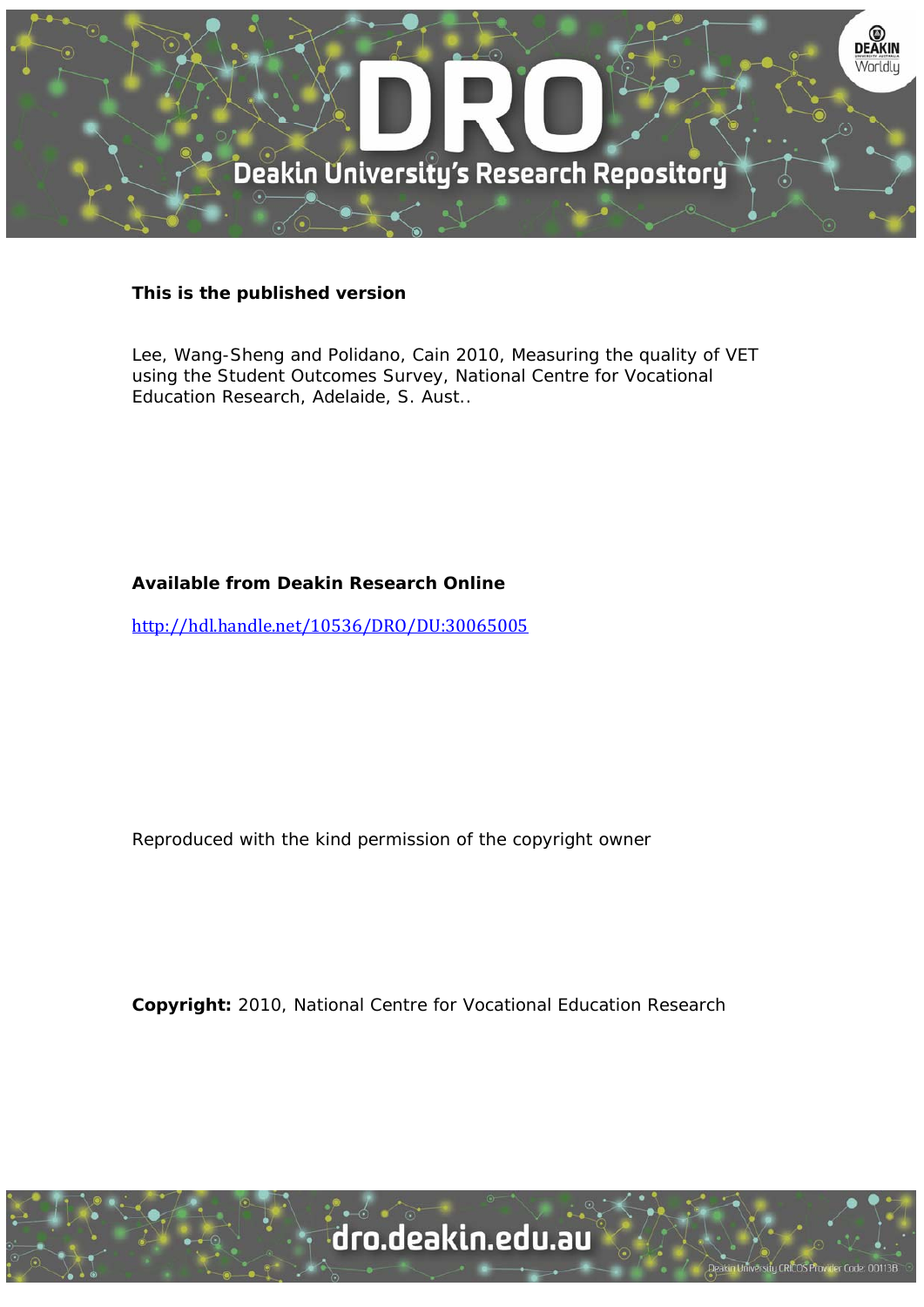**This is the published version**

Lee, Wang-Sheng and Polidano, Cain 2010, Measuring the quality of VET using the Student Outcomes Survey, National Centre for Vocational Education Research, Adelaide, S. Aust..

**Available from Deakin Research Online**

http://hdl.handle.net/10536/DRO/DU:30065005

Reproduced with the kind permission of the copyright owner

**Copyright:** 2010, National Centre for Vocational Education Research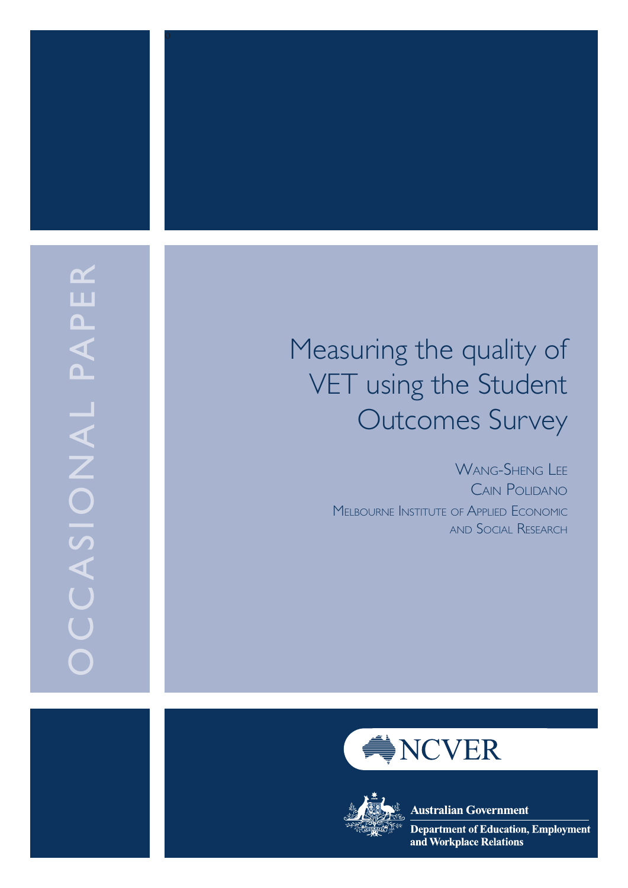OCCASIONAL PAPER

# Measuring the quality of VET using the Student Outcomes Survey

WANG-SHENG LEE
CAIN POLIDANO
MELBOURNE INSTITUTE OF APPLIED ECONOMIC AND SOCIAL RESEARCH

NCVER

Australian Government
Department of Education, Employment and Workplace Relations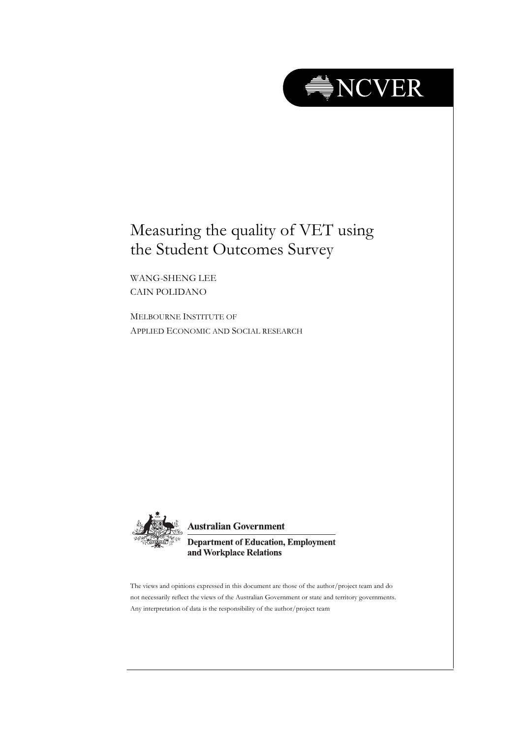NCVER

# Measuring the quality of VET using the Student Outcomes Survey

WANG-SHENG LEE
CAIN POLIDANO

MELBOURNE INSTITUTE OF
APPLIED ECONOMIC AND SOCIAL RESEARCH

**Australian Government**

**Department of Education, Employment and Workplace Relations**

The views and opinions expressed in this document are those of the author/project team and do not necessarily reflect the views of the Australian Government or state and territory governments. Any interpretation of data is the responsibility of the author/project team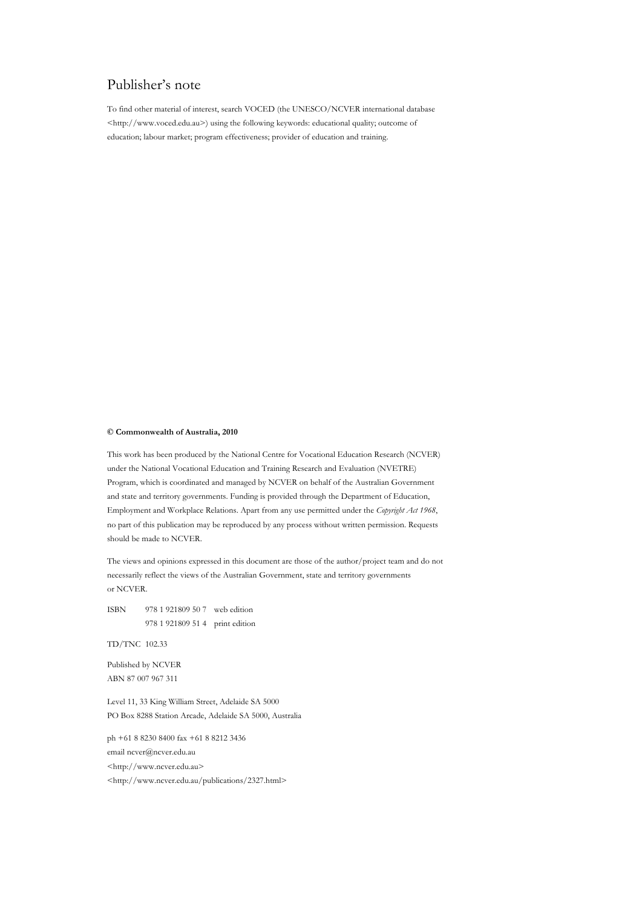# Publisher's note

To find other material of interest, search VOCED (the UNESCO/NCVER international database <http://www.voced.edu.au>) using the following keywords: educational quality; outcome of education; labour market; program effectiveness; provider of education and training.

**© Commonwealth of Australia, 2010**

This work has been produced by the National Centre for Vocational Education Research (NCVER) under the National Vocational Education and Training Research and Evaluation (NVETRE) Program, which is coordinated and managed by NCVER on behalf of the Australian Government and state and territory governments. Funding is provided through the Department of Education, Employment and Workplace Relations. Apart from any use permitted under the *Copyright Act 1968*, no part of this publication may be reproduced by any process without written permission. Requests should be made to NCVER.

The views and opinions expressed in this document are those of the author/project team and do not necessarily reflect the views of the Australian Government, state and territory governments or NCVER.

ISBN 978 1 921809 50 7 web edition
978 1 921809 51 4 print edition

TD/TNC 102.33

Published by NCVER
ABN 87 007 967 311

Level 11, 33 King William Street, Adelaide SA 5000
PO Box 8288 Station Arcade, Adelaide SA 5000, Australia

ph +61 8 8230 8400 fax +61 8 8212 3436
email ncver@ncver.edu.au
<http://www.ncver.edu.au>
<http://www.ncver.edu.au/publications/2327.html>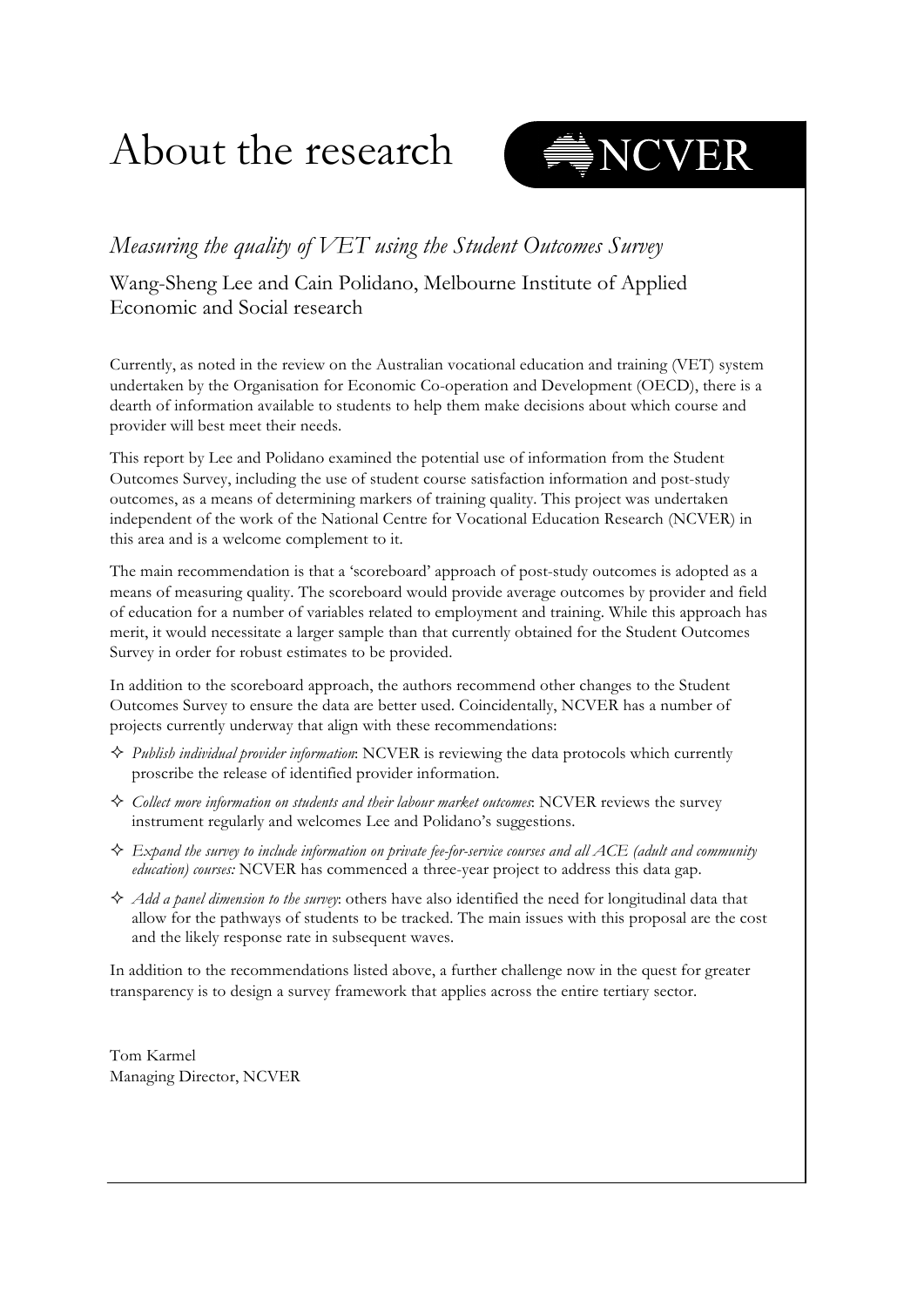# About the research

NCVER

*Measuring the quality of VET using the Student Outcomes Survey*

Wang-Sheng Lee and Cain Polidano, Melbourne Institute of Applied Economic and Social research

Currently, as noted in the review on the Australian vocational education and training (VET) system undertaken by the Organisation for Economic Co-operation and Development (OECD), there is a dearth of information available to students to help them make decisions about which course and provider will best meet their needs.

This report by Lee and Polidano examined the potential use of information from the Student Outcomes Survey, including the use of student course satisfaction information and post-study outcomes, as a means of determining markers of training quality. This project was undertaken independent of the work of the National Centre for Vocational Education Research (NCVER) in this area and is a welcome complement to it.

The main recommendation is that a 'scoreboard' approach of post-study outcomes is adopted as a means of measuring quality. The scoreboard would provide average outcomes by provider and field of education for a number of variables related to employment and training. While this approach has merit, it would necessitate a larger sample than that currently obtained for the Student Outcomes Survey in order for robust estimates to be provided.

In addition to the scoreboard approach, the authors recommend other changes to the Student Outcomes Survey to ensure the data are better used. Coincidentally, NCVER has a number of projects currently underway that align with these recommendations:

- *Publish individual provider information*: NCVER is reviewing the data protocols which currently proscribe the release of identified provider information.
- *Collect more information on students and their labour market outcomes*: NCVER reviews the survey instrument regularly and welcomes Lee and Polidano's suggestions.
- *Expand the survey to include information on private fee-for-service courses and all ACE (adult and community education) courses:* NCVER has commenced a three-year project to address this data gap.
- *Add a panel dimension to the survey*: others have also identified the need for longitudinal data that allow for the pathways of students to be tracked. The main issues with this proposal are the cost and the likely response rate in subsequent waves.

In addition to the recommendations listed above, a further challenge now in the quest for greater transparency is to design a survey framework that applies across the entire tertiary sector.

Tom Karmel
Managing Director, NCVER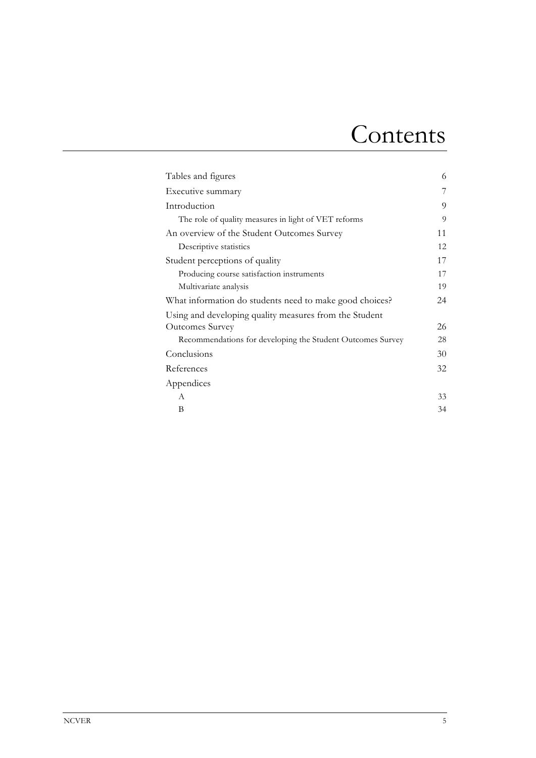# Contents

| | |
|---|---|
| Tables and figures | 6 |
| Executive summary | 7 |
| Introduction | 9 |
| The role of quality measures in light of VET reforms | 9 |
| An overview of the Student Outcomes Survey | 11 |
| Descriptive statistics | 12 |
| Student perceptions of quality | 17 |
| Producing course satisfaction instruments | 17 |
| Multivariate analysis | 19 |
| What information do students need to make good choices? | 24 |
| Using and developing quality measures from the Student Outcomes Survey | 26 |
| Recommendations for developing the Student Outcomes Survey | 28 |
| Conclusions | 30 |
| References | 32 |
| Appendices | |
| A | 33 |
| B | 34 |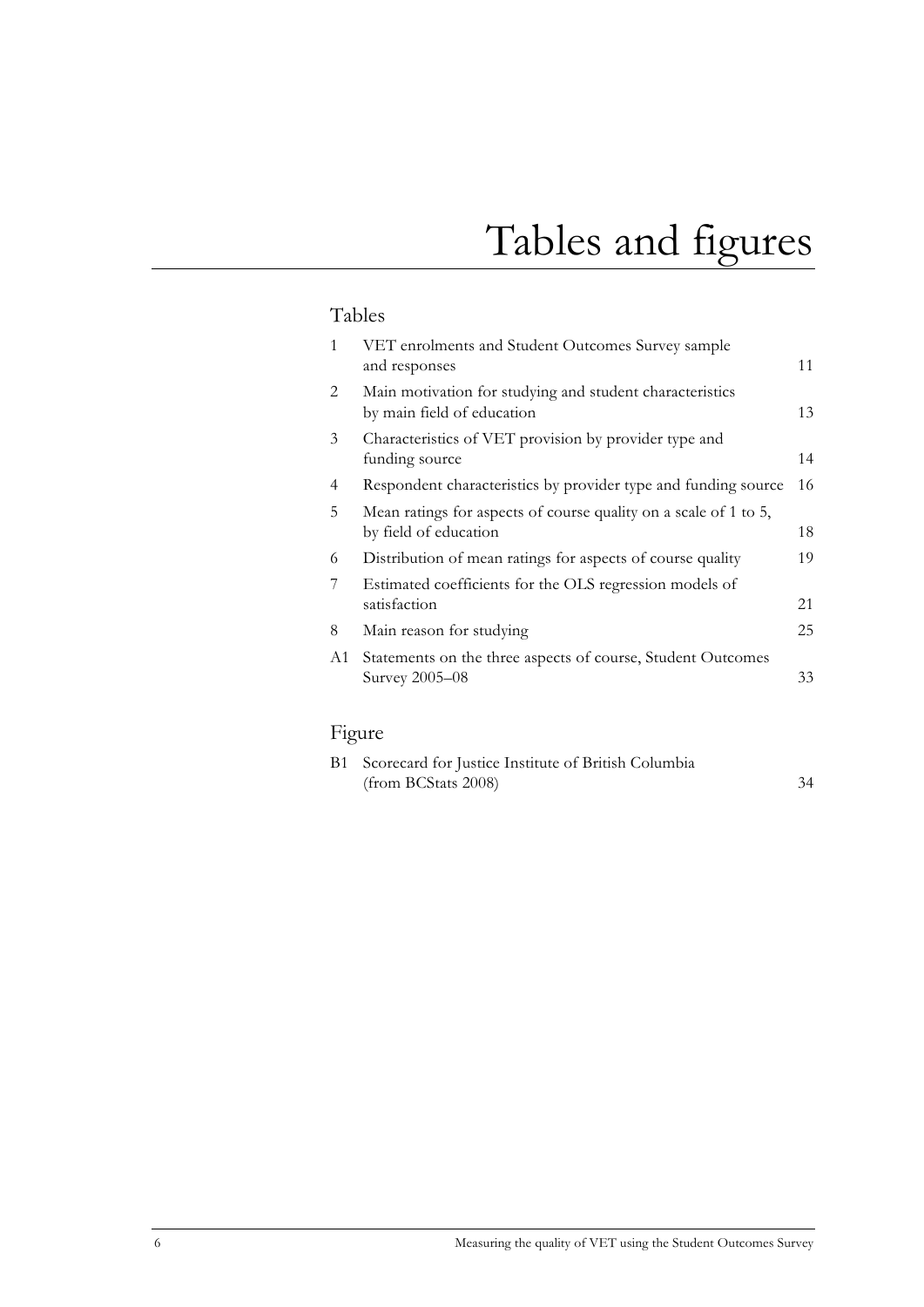# Tables and figures

## Tables

| | | |
|---|---|---|
| 1 | VET enrolments and Student Outcomes Survey sample and responses | 11 |
| 2 | Main motivation for studying and student characteristics by main field of education | 13 |
| 3 | Characteristics of VET provision by provider type and funding source | 14 |
| 4 | Respondent characteristics by provider type and funding source | 16 |
| 5 | Mean ratings for aspects of course quality on a scale of 1 to 5, by field of education | 18 |
| 6 | Distribution of mean ratings for aspects of course quality | 19 |
| 7 | Estimated coefficients for the OLS regression models of satisfaction | 21 |
| 8 | Main reason for studying | 25 |
| A1 | Statements on the three aspects of course, Student Outcomes Survey 2005–08 | 33 |

## Figure

| | | |
|---|---|---|
| B1 | Scorecard for Justice Institute of British Columbia (from BCStats 2008) | 34 |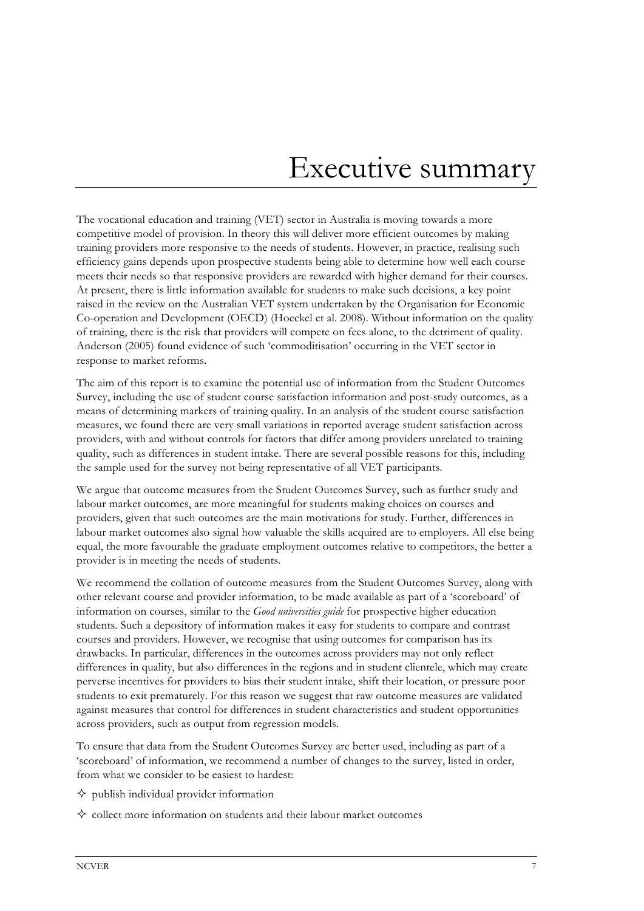# Executive summary

The vocational education and training (VET) sector in Australia is moving towards a more competitive model of provision. In theory this will deliver more efficient outcomes by making training providers more responsive to the needs of students. However, in practice, realising such efficiency gains depends upon prospective students being able to determine how well each course meets their needs so that responsive providers are rewarded with higher demand for their courses. At present, there is little information available for students to make such decisions, a key point raised in the review on the Australian VET system undertaken by the Organisation for Economic Co-operation and Development (OECD) (Hoeckel et al. 2008). Without information on the quality of training, there is the risk that providers will compete on fees alone, to the detriment of quality. Anderson (2005) found evidence of such 'commoditisation' occurring in the VET sector in response to market reforms.

The aim of this report is to examine the potential use of information from the Student Outcomes Survey, including the use of student course satisfaction information and post-study outcomes, as a means of determining markers of training quality. In an analysis of the student course satisfaction measures, we found there are very small variations in reported average student satisfaction across providers, with and without controls for factors that differ among providers unrelated to training quality, such as differences in student intake. There are several possible reasons for this, including the sample used for the survey not being representative of all VET participants.

We argue that outcome measures from the Student Outcomes Survey, such as further study and labour market outcomes, are more meaningful for students making choices on courses and providers, given that such outcomes are the main motivations for study. Further, differences in labour market outcomes also signal how valuable the skills acquired are to employers. All else being equal, the more favourable the graduate employment outcomes relative to competitors, the better a provider is in meeting the needs of students.

We recommend the collation of outcome measures from the Student Outcomes Survey, along with other relevant course and provider information, to be made available as part of a 'scoreboard' of information on courses, similar to the *Good universities guide* for prospective higher education students. Such a depository of information makes it easy for students to compare and contrast courses and providers. However, we recognise that using outcomes for comparison has its drawbacks. In particular, differences in the outcomes across providers may not only reflect differences in quality, but also differences in the regions and in student clientele, which may create perverse incentives for providers to bias their student intake, shift their location, or pressure poor students to exit prematurely. For this reason we suggest that raw outcome measures are validated against measures that control for differences in student characteristics and student opportunities across providers, such as output from regression models.

To ensure that data from the Student Outcomes Survey are better used, including as part of a 'scoreboard' of information, we recommend a number of changes to the survey, listed in order, from what we consider to be easiest to hardest:

- publish individual provider information
- collect more information on students and their labour market outcomes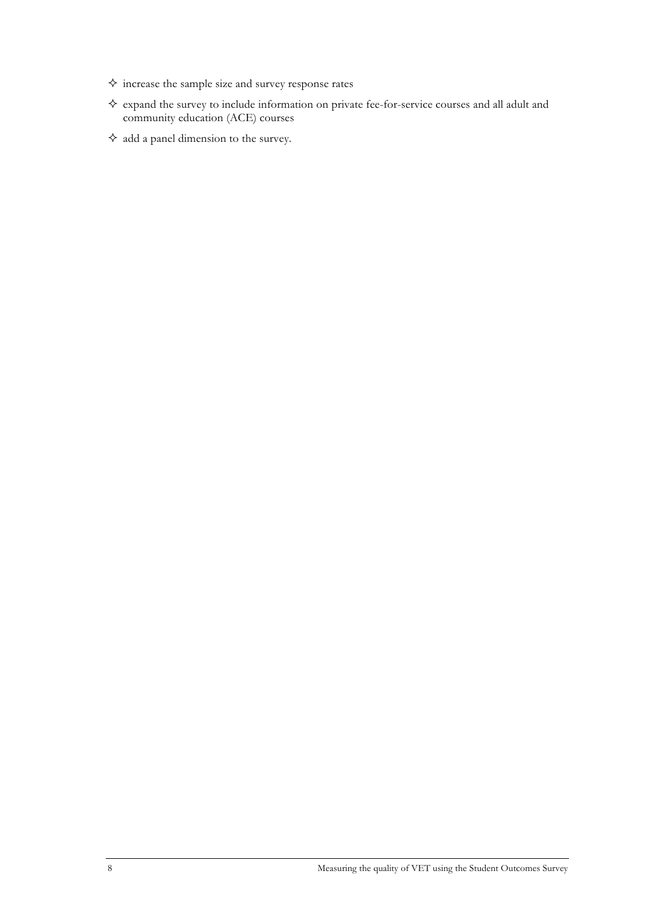- increase the sample size and survey response rates
- expand the survey to include information on private fee-for-service courses and all adult and community education (ACE) courses
- add a panel dimension to the survey.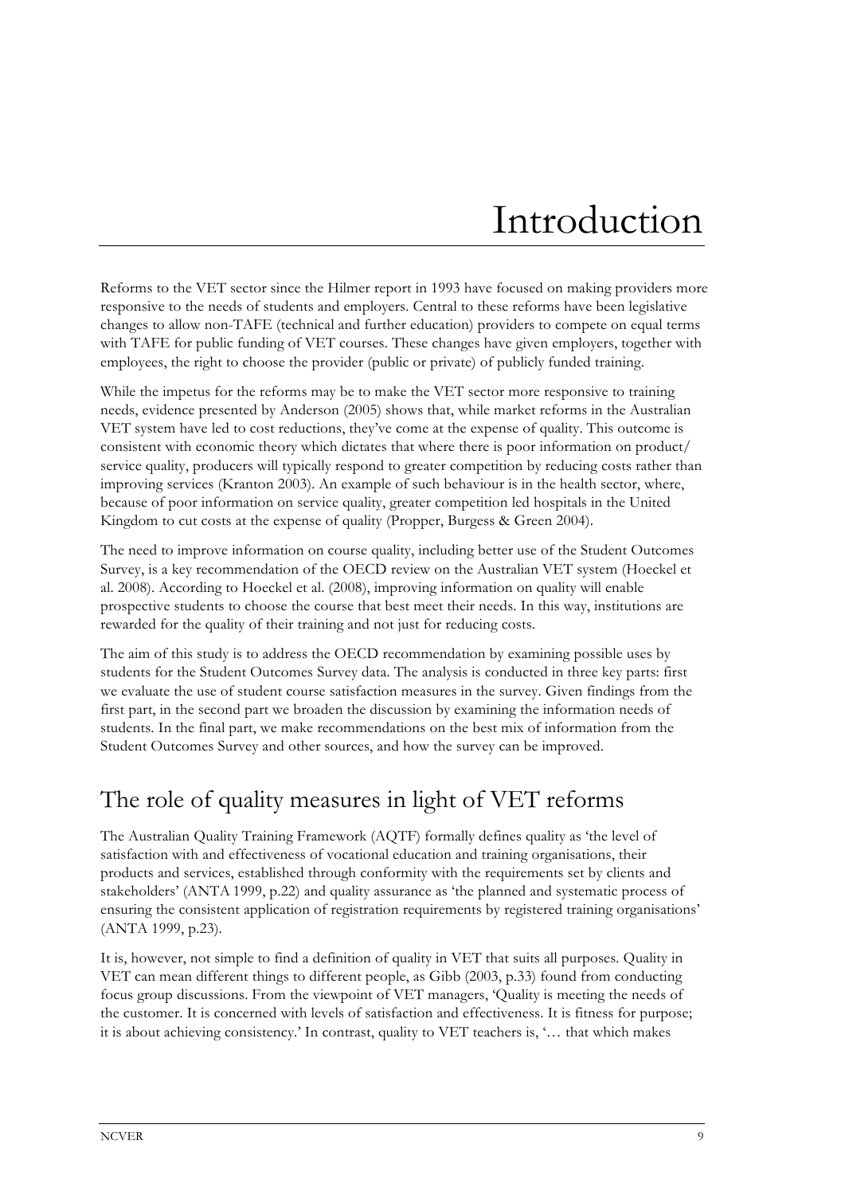# Introduction

Reforms to the VET sector since the Hilmer report in 1993 have focused on making providers more responsive to the needs of students and employers. Central to these reforms have been legislative changes to allow non-TAFE (technical and further education) providers to compete on equal terms with TAFE for public funding of VET courses. These changes have given employers, together with employees, the right to choose the provider (public or private) of publicly funded training.

While the impetus for the reforms may be to make the VET sector more responsive to training needs, evidence presented by Anderson (2005) shows that, while market reforms in the Australian VET system have led to cost reductions, they've come at the expense of quality. This outcome is consistent with economic theory which dictates that where there is poor information on product/ service quality, producers will typically respond to greater competition by reducing costs rather than improving services (Kranton 2003). An example of such behaviour is in the health sector, where, because of poor information on service quality, greater competition led hospitals in the United Kingdom to cut costs at the expense of quality (Propper, Burgess & Green 2004).

The need to improve information on course quality, including better use of the Student Outcomes Survey, is a key recommendation of the OECD review on the Australian VET system (Hoeckel et al. 2008). According to Hoeckel et al. (2008), improving information on quality will enable prospective students to choose the course that best meet their needs. In this way, institutions are rewarded for the quality of their training and not just for reducing costs.

The aim of this study is to address the OECD recommendation by examining possible uses by students for the Student Outcomes Survey data. The analysis is conducted in three key parts: first we evaluate the use of student course satisfaction measures in the survey. Given findings from the first part, in the second part we broaden the discussion by examining the information needs of students. In the final part, we make recommendations on the best mix of information from the Student Outcomes Survey and other sources, and how the survey can be improved.

## The role of quality measures in light of VET reforms

The Australian Quality Training Framework (AQTF) formally defines quality as 'the level of satisfaction with and effectiveness of vocational education and training organisations, their products and services, established through conformity with the requirements set by clients and stakeholders' (ANTA 1999, p.22) and quality assurance as 'the planned and systematic process of ensuring the consistent application of registration requirements by registered training organisations' (ANTA 1999, p.23).

It is, however, not simple to find a definition of quality in VET that suits all purposes. Quality in VET can mean different things to different people, as Gibb (2003, p.33) found from conducting focus group discussions. From the viewpoint of VET managers, 'Quality is meeting the needs of the customer. It is concerned with levels of satisfaction and effectiveness. It is fitness for purpose; it is about achieving consistency.' In contrast, quality to VET teachers is, '… that which makes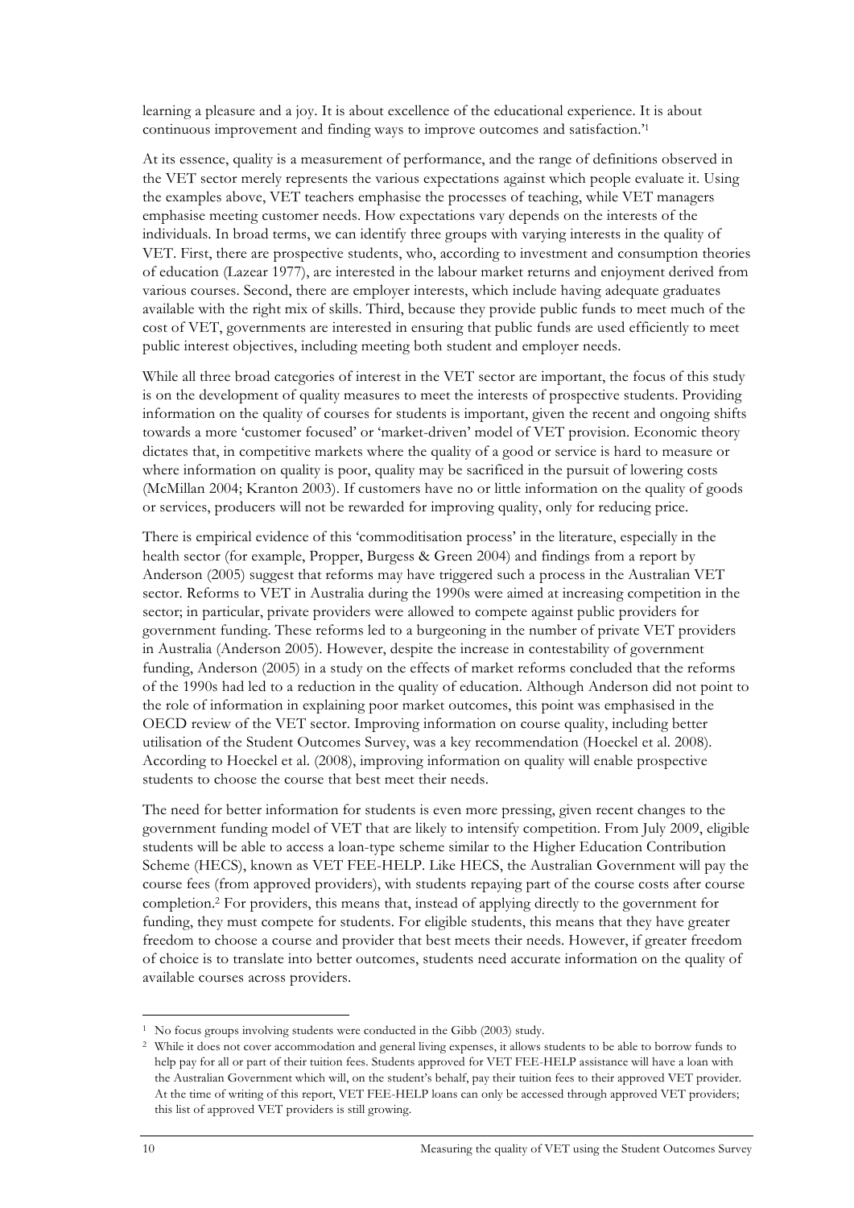learning a pleasure and a joy. It is about excellence of the educational experience. It is about continuous improvement and finding ways to improve outcomes and satisfaction.'[1]

At its essence, quality is a measurement of performance, and the range of definitions observed in the VET sector merely represents the various expectations against which people evaluate it. Using the examples above, VET teachers emphasise the processes of teaching, while VET managers emphasise meeting customer needs. How expectations vary depends on the interests of the individuals. In broad terms, we can identify three groups with varying interests in the quality of VET. First, there are prospective students, who, according to investment and consumption theories of education (Lazear 1977), are interested in the labour market returns and enjoyment derived from various courses. Second, there are employer interests, which include having adequate graduates available with the right mix of skills. Third, because they provide public funds to meet much of the cost of VET, governments are interested in ensuring that public funds are used efficiently to meet public interest objectives, including meeting both student and employer needs.

While all three broad categories of interest in the VET sector are important, the focus of this study is on the development of quality measures to meet the interests of prospective students. Providing information on the quality of courses for students is important, given the recent and ongoing shifts towards a more 'customer focused' or 'market-driven' model of VET provision. Economic theory dictates that, in competitive markets where the quality of a good or service is hard to measure or where information on quality is poor, quality may be sacrificed in the pursuit of lowering costs (McMillan 2004; Kranton 2003). If customers have no or little information on the quality of goods or services, producers will not be rewarded for improving quality, only for reducing price.

There is empirical evidence of this 'commoditisation process' in the literature, especially in the health sector (for example, Propper, Burgess & Green 2004) and findings from a report by Anderson (2005) suggest that reforms may have triggered such a process in the Australian VET sector. Reforms to VET in Australia during the 1990s were aimed at increasing competition in the sector; in particular, private providers were allowed to compete against public providers for government funding. These reforms led to a burgeoning in the number of private VET providers in Australia (Anderson 2005). However, despite the increase in contestability of government funding, Anderson (2005) in a study on the effects of market reforms concluded that the reforms of the 1990s had led to a reduction in the quality of education. Although Anderson did not point to the role of information in explaining poor market outcomes, this point was emphasised in the OECD review of the VET sector. Improving information on course quality, including better utilisation of the Student Outcomes Survey, was a key recommendation (Hoeckel et al. 2008). According to Hoeckel et al. (2008), improving information on quality will enable prospective students to choose the course that best meet their needs.

The need for better information for students is even more pressing, given recent changes to the government funding model of VET that are likely to intensify competition. From July 2009, eligible students will be able to access a loan-type scheme similar to the Higher Education Contribution Scheme (HECS), known as VET FEE-HELP. Like HECS, the Australian Government will pay the course fees (from approved providers), with students repaying part of the course costs after course completion.[2] For providers, this means that, instead of applying directly to the government for funding, they must compete for students. For eligible students, this means that they have greater freedom to choose a course and provider that best meets their needs. However, if greater freedom of choice is to translate into better outcomes, students need accurate information on the quality of available courses across providers.

---

[1] No focus groups involving students were conducted in the Gibb (2003) study.

[2] While it does not cover accommodation and general living expenses, it allows students to be able to borrow funds to help pay for all or part of their tuition fees. Students approved for VET FEE-HELP assistance will have a loan with the Australian Government which will, on the student's behalf, pay their tuition fees to their approved VET provider. At the time of writing of this report, VET FEE-HELP loans can only be accessed through approved VET providers; this list of approved VET providers is still growing.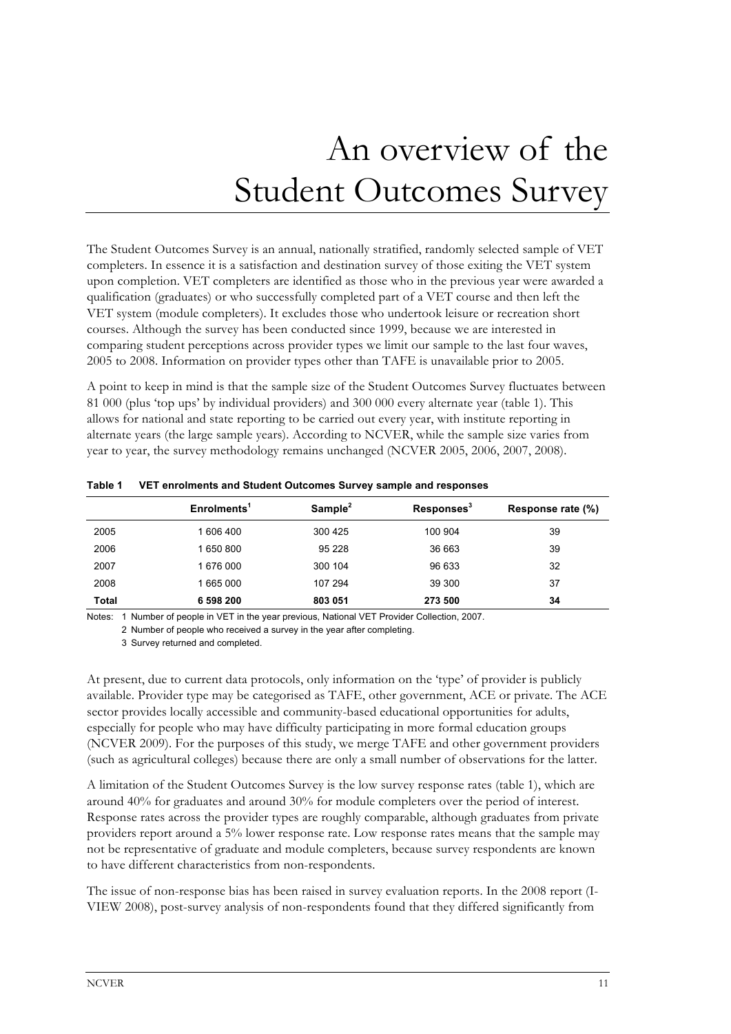# An overview of the Student Outcomes Survey

The Student Outcomes Survey is an annual, nationally stratified, randomly selected sample of VET completers. In essence it is a satisfaction and destination survey of those exiting the VET system upon completion. VET completers are identified as those who in the previous year were awarded a qualification (graduates) or who successfully completed part of a VET course and then left the VET system (module completers). It excludes those who undertook leisure or recreation short courses. Although the survey has been conducted since 1999, because we are interested in comparing student perceptions across provider types we limit our sample to the last four waves, 2005 to 2008. Information on provider types other than TAFE is unavailable prior to 2005.

A point to keep in mind is that the sample size of the Student Outcomes Survey fluctuates between 81 000 (plus 'top ups' by individual providers) and 300 000 every alternate year (table 1). This allows for national and state reporting to be carried out every year, with institute reporting in alternate years (the large sample years). According to NCVER, while the sample size varies from year to year, the survey methodology remains unchanged (NCVER 2005, 2006, 2007, 2008).

**Table 1 VET enrolments and Student Outcomes Survey sample and responses**

| | Enrolments[1] | Sample[2] | Responses[3] | Response rate (%) |
|---|---|---|---|---|
| 2005 | 1 606 400 | 300 425 | 100 904 | 39 |
| 2006 | 1 650 800 | 95 228 | 36 663 | 39 |
| 2007 | 1 676 000 | 300 104 | 96 633 | 32 |
| 2008 | 1 665 000 | 107 294 | 39 300 | 37 |
| **Total** | **6 598 200** | **803 051** | **273 500** | **34** |

Notes: 1 Number of people in VET in the year previous, National VET Provider Collection, 2007.
2 Number of people who received a survey in the year after completing.
3 Survey returned and completed.

At present, due to current data protocols, only information on the 'type' of provider is publicly available. Provider type may be categorised as TAFE, other government, ACE or private. The ACE sector provides locally accessible and community-based educational opportunities for adults, especially for people who may have difficulty participating in more formal education groups (NCVER 2009). For the purposes of this study, we merge TAFE and other government providers (such as agricultural colleges) because there are only a small number of observations for the latter.

A limitation of the Student Outcomes Survey is the low survey response rates (table 1), which are around 40% for graduates and around 30% for module completers over the period of interest. Response rates across the provider types are roughly comparable, although graduates from private providers report around a 5% lower response rate. Low response rates means that the sample may not be representative of graduate and module completers, because survey respondents are known to have different characteristics from non-respondents.

The issue of non-response bias has been raised in survey evaluation reports. In the 2008 report (I-VIEW 2008), post-survey analysis of non-respondents found that they differed significantly from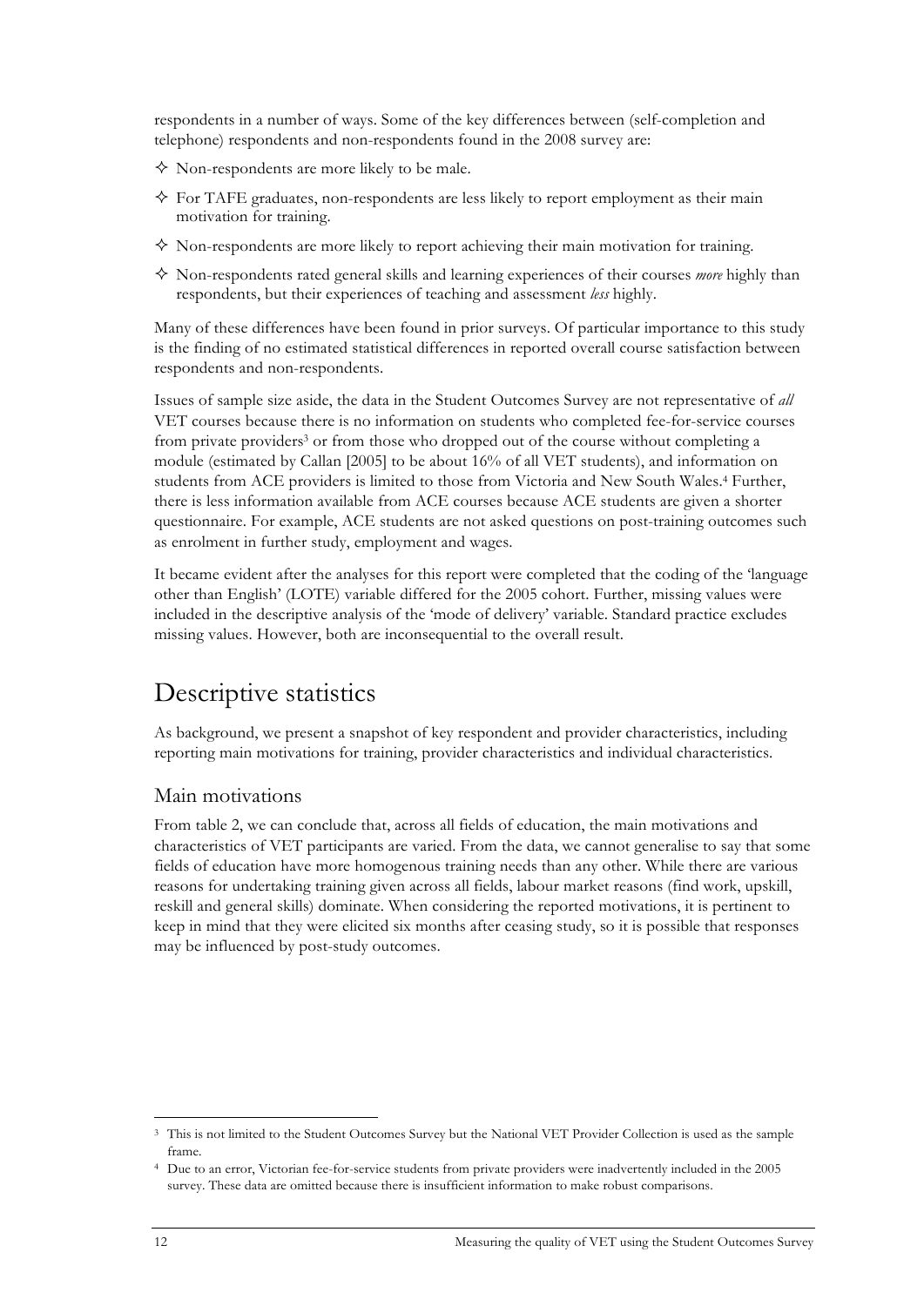respondents in a number of ways. Some of the key differences between (self-completion and telephone) respondents and non-respondents found in the 2008 survey are:

- Non-respondents are more likely to be male.
- For TAFE graduates, non-respondents are less likely to report employment as their main motivation for training.
- Non-respondents are more likely to report achieving their main motivation for training.
- Non-respondents rated general skills and learning experiences of their courses *more* highly than respondents, but their experiences of teaching and assessment *less* highly.

Many of these differences have been found in prior surveys. Of particular importance to this study is the finding of no estimated statistical differences in reported overall course satisfaction between respondents and non-respondents.

Issues of sample size aside, the data in the Student Outcomes Survey are not representative of *all* VET courses because there is no information on students who completed fee-for-service courses from private providers[3] or from those who dropped out of the course without completing a module (estimated by Callan [2005] to be about 16% of all VET students), and information on students from ACE providers is limited to those from Victoria and New South Wales.[4] Further, there is less information available from ACE courses because ACE students are given a shorter questionnaire. For example, ACE students are not asked questions on post-training outcomes such as enrolment in further study, employment and wages.

It became evident after the analyses for this report were completed that the coding of the 'language other than English' (LOTE) variable differed for the 2005 cohort. Further, missing values were included in the descriptive analysis of the 'mode of delivery' variable. Standard practice excludes missing values. However, both are inconsequential to the overall result.

# Descriptive statistics

As background, we present a snapshot of key respondent and provider characteristics, including reporting main motivations for training, provider characteristics and individual characteristics.

## Main motivations

From table 2, we can conclude that, across all fields of education, the main motivations and characteristics of VET participants are varied. From the data, we cannot generalise to say that some fields of education have more homogenous training needs than any other. While there are various reasons for undertaking training given across all fields, labour market reasons (find work, upskill, reskill and general skills) dominate. When considering the reported motivations, it is pertinent to keep in mind that they were elicited six months after ceasing study, so it is possible that responses may be influenced by post-study outcomes.

---

[3] This is not limited to the Student Outcomes Survey but the National VET Provider Collection is used as the sample frame.

[4] Due to an error, Victorian fee-for-service students from private providers were inadvertently included in the 2005 survey. These data are omitted because there is insufficient information to make robust comparisons.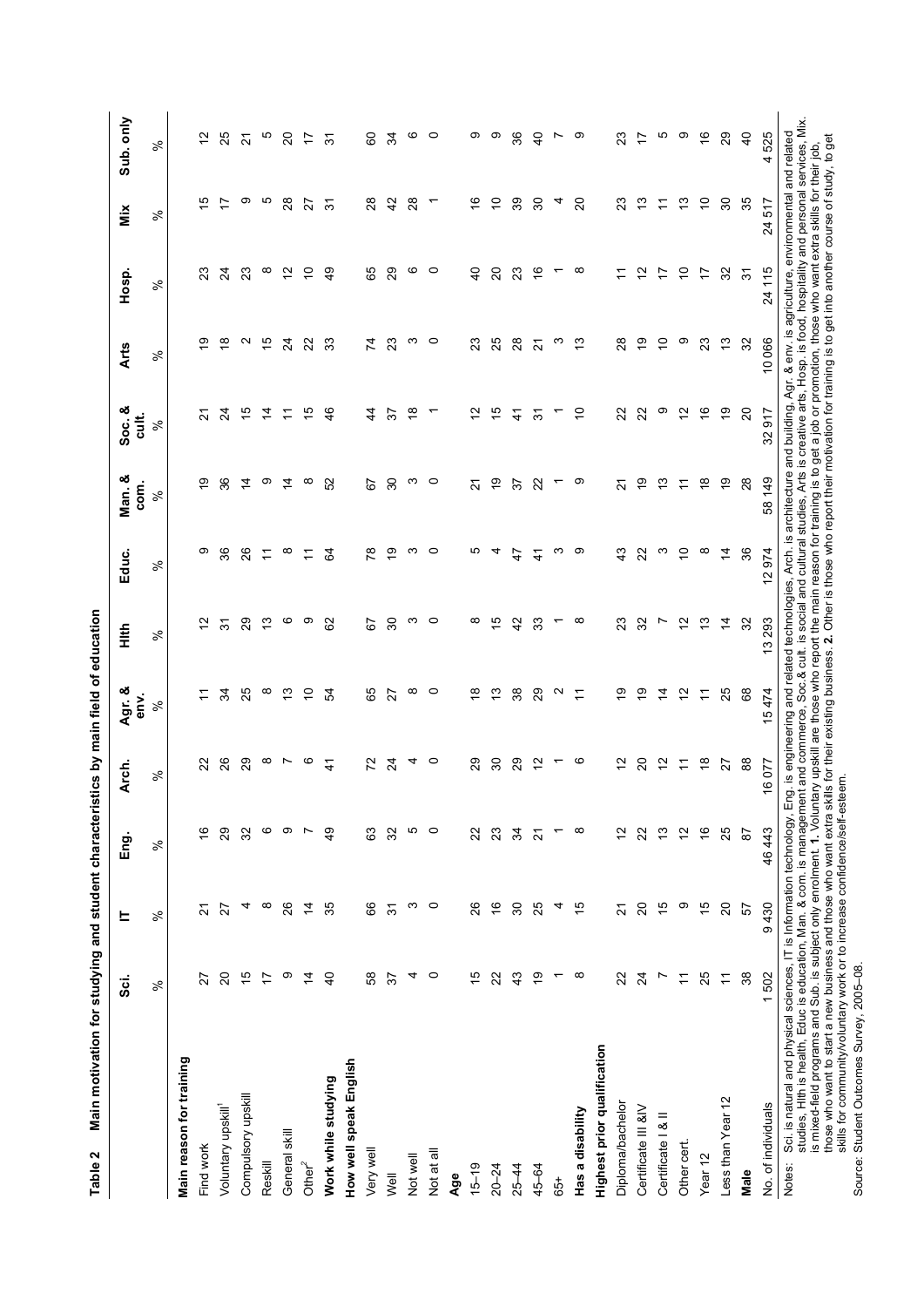**Table 2 Main motivation for studying and student characteristics by main field of education**

| | Sci. | IT | Eng. | Arch. | Agr. & env. | Hlth | Educ. | Man. & com. | Soc. & cult. | Arts | Hosp. | Mix | Sub. only |
|---|---|---|---|---|---|---|---|---|---|---|---|---|---|
| | % | % | % | % | % | % | % | % | % | % | % | % | % |
| **Main reason for training** | | | | | | | | | | | | | |
| Find work | 27 | 21 | 16 | 22 | 11 | 12 | 9 | 19 | 21 | 19 | 23 | 15 | 12 |
| Voluntary upskill[1] | 20 | 27 | 29 | 26 | 34 | 31 | 36 | 36 | 24 | 18 | 24 | 17 | 25 |
| Compulsory upskill | 15 | 4 | 32 | 29 | 25 | 29 | 26 | 14 | 15 | 2 | 23 | 9 | 21 |
| Reskill | 17 | 8 | 6 | 8 | 8 | 13 | 11 | 9 | 14 | 15 | 8 | 5 | 5 |
| General skill | 9 | 26 | 9 | 7 | 13 | 6 | 8 | 14 | 11 | 24 | 12 | 28 | 20 |
| Other[2] | 14 | 14 | 7 | 6 | 10 | 9 | 11 | 8 | 15 | 22 | 10 | 27 | 17 |
| **Work while studying** | 40 | 35 | 49 | 41 | 54 | 62 | 64 | 52 | 46 | 33 | 49 | 31 | 31 |
| **How well speak English** | | | | | | | | | | | | | |
| Very well | 58 | 66 | 63 | 72 | 65 | 67 | 78 | 67 | 44 | 74 | 65 | 28 | 60 |
| Well | 37 | 31 | 32 | 24 | 27 | 30 | 19 | 30 | 37 | 23 | 29 | 42 | 34 |
| Not well | 4 | 3 | 5 | 4 | 8 | 3 | 3 | 3 | 18 | 3 | 6 | 28 | 6 |
| Not at all | 0 | 0 | 0 | 0 | 0 | 0 | 0 | 0 | 1 | 0 | 0 | 1 | 0 |
| **Age** | | | | | | | | | | | | | |
| 15–19 | 15 | 26 | 22 | 29 | 18 | 8 | 5 | 21 | 12 | 23 | 40 | 16 | 9 |
| 20–24 | 22 | 16 | 23 | 30 | 13 | 15 | 4 | 19 | 15 | 25 | 20 | 10 | 9 |
| 25–44 | 43 | 30 | 34 | 29 | 38 | 42 | 47 | 37 | 41 | 28 | 23 | 39 | 36 |
| 45–64 | 19 | 25 | 21 | 12 | 29 | 33 | 41 | 22 | 31 | 21 | 16 | 30 | 40 |
| 65+ | 1 | 4 | 1 | 1 | 2 | 1 | 3 | 1 | 1 | 3 | 1 | 4 | 7 |
| **Has a disability** | 8 | 15 | 8 | 6 | 11 | 8 | 9 | 9 | 10 | 13 | 8 | 20 | 9 |
| **Highest prior qualification** | | | | | | | | | | | | | |
| Diploma/bachelor | 22 | 21 | 12 | 12 | 19 | 23 | 43 | 21 | 22 | 28 | 11 | 23 | 23 |
| Certificate III &IV | 24 | 20 | 22 | 20 | 19 | 32 | 22 | 19 | 22 | 19 | 12 | 13 | 17 |
| Certificate I & II | 7 | 15 | 13 | 12 | 14 | 7 | 3 | 13 | 9 | 10 | 17 | 11 | 5 |
| Other cert. | 11 | 9 | 12 | 11 | 12 | 12 | 10 | 11 | 12 | 9 | 10 | 13 | 9 |
| Year 12 | 25 | 15 | 16 | 18 | 11 | 13 | 8 | 18 | 16 | 23 | 17 | 10 | 16 |
| Less than Year 12 | 11 | 20 | 25 | 27 | 25 | 14 | 14 | 19 | 19 | 13 | 32 | 30 | 29 |
| **Male** | 38 | 57 | 87 | 88 | 68 | 32 | 36 | 28 | 20 | 32 | 31 | 35 | 40 |
| No. of individuals | 1 502 | 9 430 | 46 443 | 16 077 | 15 474 | 13 293 | 12 974 | 58 149 | 32 917 | 10 066 | 24 115 | 24 517 | 4 525 |

Notes: Sci. is natural and physical sciences, IT is Information technology, Eng. is engineering and related technologies, Arch. is architecture and building, Agr. & env. is agriculture, environmental and related studies, Hlth is health, Educ is education, Man. & com. is management and commerce, Soc.& cult. is social and cultural studies, Arts is creative arts, Hosp. is food, hospitality and personal services, Mix. is mixed-field programs and Sub. is subject only enrolment. **1.** Voluntary upskill are those who report the main reason for training is to get a job or promotion, those who want extra skills for their job, those who want to start a new business and those who want extra skills for their existing business. **2.** Other is those who report their motivation for training is to get into another course of study, to get skills for community/voluntary work or to increase confidence/self-esteem.

Source: Student Outcomes Survey, 2005–08.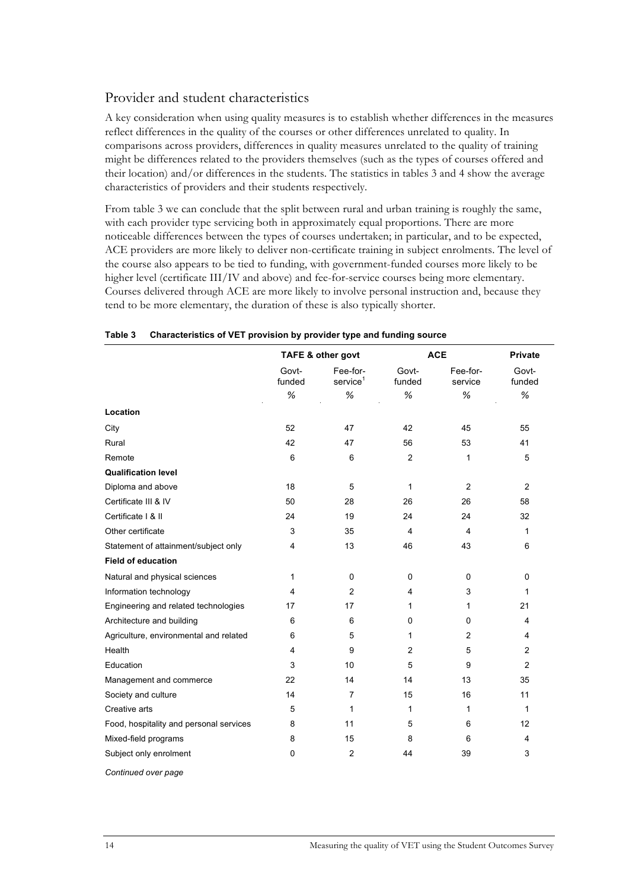## Provider and student characteristics

A key consideration when using quality measures is to establish whether differences in the measures reflect differences in the quality of the courses or other differences unrelated to quality. In comparisons across providers, differences in quality measures unrelated to the quality of training might be differences related to the providers themselves (such as the types of courses offered and their location) and/or differences in the students. The statistics in tables 3 and 4 show the average characteristics of providers and their students respectively.

From table 3 we can conclude that the split between rural and urban training is roughly the same, with each provider type servicing both in approximately equal proportions. There are more noticeable differences between the types of courses undertaken; in particular, and to be expected, ACE providers are more likely to deliver non-certificate training in subject enrolments. The level of the course also appears to be tied to funding, with government-funded courses more likely to be higher level (certificate III/IV and above) and fee-for-service courses being more elementary. Courses delivered through ACE are more likely to involve personal instruction and, because they tend to be more elementary, the duration of these is also typically shorter.

**Table 3 Characteristics of VET provision by provider type and funding source**

| | TAFE & other govt | | ACE | | Private |
|---|---|---|---|---|---|
| | Govt-funded | Fee-for-service[1] | Govt-funded | Fee-for-service | Govt-funded |
| | % | % | % | % | % |
| **Location** | | | | | |
| City | 52 | 47 | 42 | 45 | 55 |
| Rural | 42 | 47 | 56 | 53 | 41 |
| Remote | 6 | 6 | 2 | 1 | 5 |
| **Qualification level** | | | | | |
| Diploma and above | 18 | 5 | 1 | 2 | 2 |
| Certificate III & IV | 50 | 28 | 26 | 26 | 58 |
| Certificate I & II | 24 | 19 | 24 | 24 | 32 |
| Other certificate | 3 | 35 | 4 | 4 | 1 |
| Statement of attainment/subject only | 4 | 13 | 46 | 43 | 6 |
| **Field of education** | | | | | |
| Natural and physical sciences | 1 | 0 | 0 | 0 | 0 |
| Information technology | 4 | 2 | 4 | 3 | 1 |
| Engineering and related technologies | 17 | 17 | 1 | 1 | 21 |
| Architecture and building | 6 | 6 | 0 | 0 | 4 |
| Agriculture, environmental and related | 6 | 5 | 1 | 2 | 4 |
| Health | 4 | 9 | 2 | 5 | 2 |
| Education | 3 | 10 | 5 | 9 | 2 |
| Management and commerce | 22 | 14 | 14 | 13 | 35 |
| Society and culture | 14 | 7 | 15 | 16 | 11 |
| Creative arts | 5 | 1 | 1 | 1 | 1 |
| Food, hospitality and personal services | 8 | 11 | 5 | 6 | 12 |
| Mixed-field programs | 8 | 15 | 8 | 6 | 4 |
| Subject only enrolment | 0 | 2 | 44 | 39 | 3 |

*Continued over page*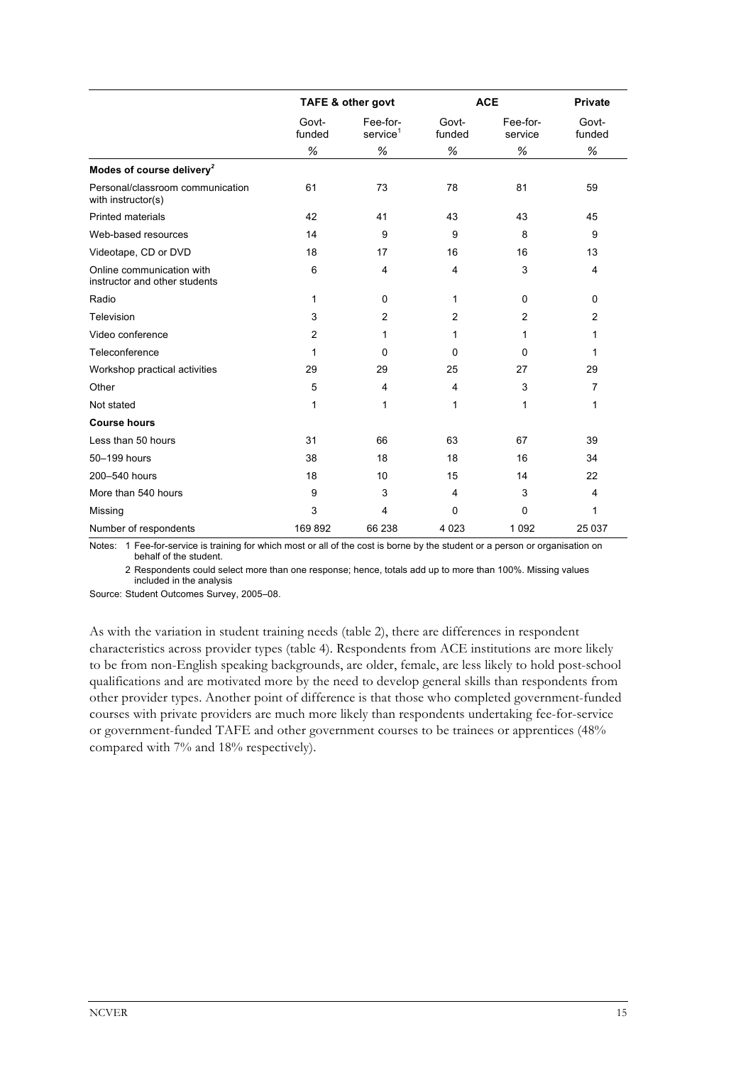| | TAFE & other govt | | ACE | | Private |
|---|---|---|---|---|---|
| | Govt-funded | Fee-for-service[1] | Govt-funded | Fee-for-service | Govt-funded |
| | % | % | % | % | % |
| **Modes of course delivery[2]** | | | | | |
| Personal/classroom communication with instructor(s) | 61 | 73 | 78 | 81 | 59 |
| Printed materials | 42 | 41 | 43 | 43 | 45 |
| Web-based resources | 14 | 9 | 9 | 8 | 9 |
| Videotape, CD or DVD | 18 | 17 | 16 | 16 | 13 |
| Online communication with instructor and other students | 6 | 4 | 4 | 3 | 4 |
| Radio | 1 | 0 | 1 | 0 | 0 |
| Television | 3 | 2 | 2 | 2 | 2 |
| Video conference | 2 | 1 | 1 | 1 | 1 |
| Teleconference | 1 | 0 | 0 | 0 | 1 |
| Workshop practical activities | 29 | 29 | 25 | 27 | 29 |
| Other | 5 | 4 | 4 | 3 | 7 |
| Not stated | 1 | 1 | 1 | 1 | 1 |
| **Course hours** | | | | | |
| Less than 50 hours | 31 | 66 | 63 | 67 | 39 |
| 50–199 hours | 38 | 18 | 18 | 16 | 34 |
| 200–540 hours | 18 | 10 | 15 | 14 | 22 |
| More than 540 hours | 9 | 3 | 4 | 3 | 4 |
| Missing | 3 | 4 | 0 | 0 | 1 |
| Number of respondents | 169 892 | 66 238 | 4 023 | 1 092 | 25 037 |

Notes: 1 Fee-for-service is training for which most or all of the cost is borne by the student or a person or organisation on behalf of the student.

2 Respondents could select more than one response; hence, totals add up to more than 100%. Missing values included in the analysis

Source: Student Outcomes Survey, 2005–08.

As with the variation in student training needs (table 2), there are differences in respondent characteristics across provider types (table 4). Respondents from ACE institutions are more likely to be from non-English speaking backgrounds, are older, female, are less likely to hold post-school qualifications and are motivated more by the need to develop general skills than respondents from other provider types. Another point of difference is that those who completed government-funded courses with private providers are much more likely than respondents undertaking fee-for-service or government-funded TAFE and other government courses to be trainees or apprentices (48% compared with 7% and 18% respectively).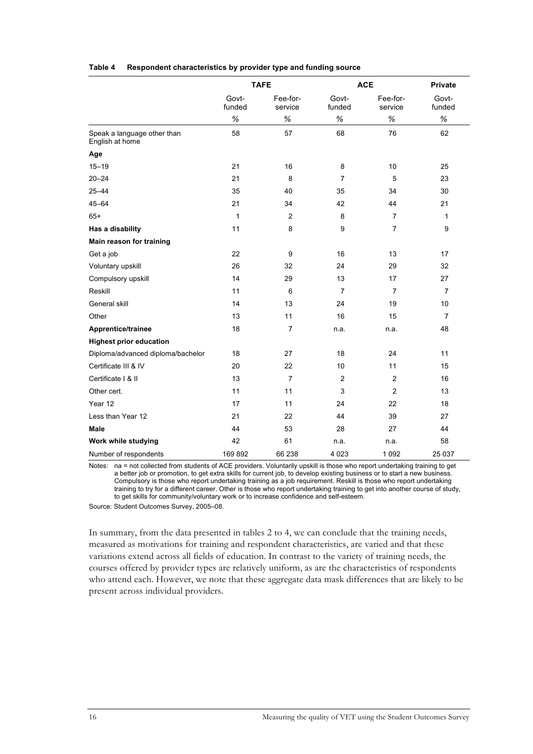**Table 4 Respondent characteristics by provider type and funding source**

| | TAFE | | ACE | | Private |
|---|---|---|---|---|---|
| | Govt-funded | Fee-for-service | Govt-funded | Fee-for-service | Govt-funded |
| | % | % | % | % | % |
| Speak a language other than English at home | 58 | 57 | 68 | 76 | 62 |
| **Age** | | | | | |
| 15–19 | 21 | 16 | 8 | 10 | 25 |
| 20–24 | 21 | 8 | 7 | 5 | 23 |
| 25–44 | 35 | 40 | 35 | 34 | 30 |
| 45–64 | 21 | 34 | 42 | 44 | 21 |
| 65+ | 1 | 2 | 8 | 7 | 1 |
| **Has a disability** | 11 | 8 | 9 | 7 | 9 |
| **Main reason for training** | | | | | |
| Get a job | 22 | 9 | 16 | 13 | 17 |
| Voluntary upskill | 26 | 32 | 24 | 29 | 32 |
| Compulsory upskill | 14 | 29 | 13 | 17 | 27 |
| Reskill | 11 | 6 | 7 | 7 | 7 |
| General skill | 14 | 13 | 24 | 19 | 10 |
| Other | 13 | 11 | 16 | 15 | 7 |
| **Apprentice/trainee** | 18 | 7 | n.a. | n.a. | 48 |
| **Highest prior education** | | | | | |
| Diploma/advanced diploma/bachelor | 18 | 27 | 18 | 24 | 11 |
| Certificate III & IV | 20 | 22 | 10 | 11 | 15 |
| Certificate I & II | 13 | 7 | 2 | 2 | 16 |
| Other cert. | 11 | 11 | 3 | 2 | 13 |
| Year 12 | 17 | 11 | 24 | 22 | 18 |
| Less than Year 12 | 21 | 22 | 44 | 39 | 27 |
| **Male** | 44 | 53 | 28 | 27 | 44 |
| **Work while studying** | 42 | 61 | n.a. | n.a. | 58 |
| Number of respondents | 169 892 | 66 238 | 4 023 | 1 092 | 25 037 |

Notes: na = not collected from students of ACE providers. Voluntarily upskill is those who report undertaking training to get a better job or promotion, to get extra skills for current job, to develop existing business or to start a new business. Compulsory is those who report undertaking training as a job requirement. Reskill is those who report undertaking training to try for a different career. Other is those who report undertaking training to get into another course of study, to get skills for community/voluntary work or to increase confidence and self-esteem.

Source: Student Outcomes Survey, 2005–08.

In summary, from the data presented in tables 2 to 4, we can conclude that the training needs, measured as motivations for training and respondent characteristics, are varied and that these variations extend across all fields of education. In contrast to the variety of training needs, the courses offered by provider types are relatively uniform, as are the characteristics of respondents who attend each. However, we note that these aggregate data mask differences that are likely to be present across individual providers.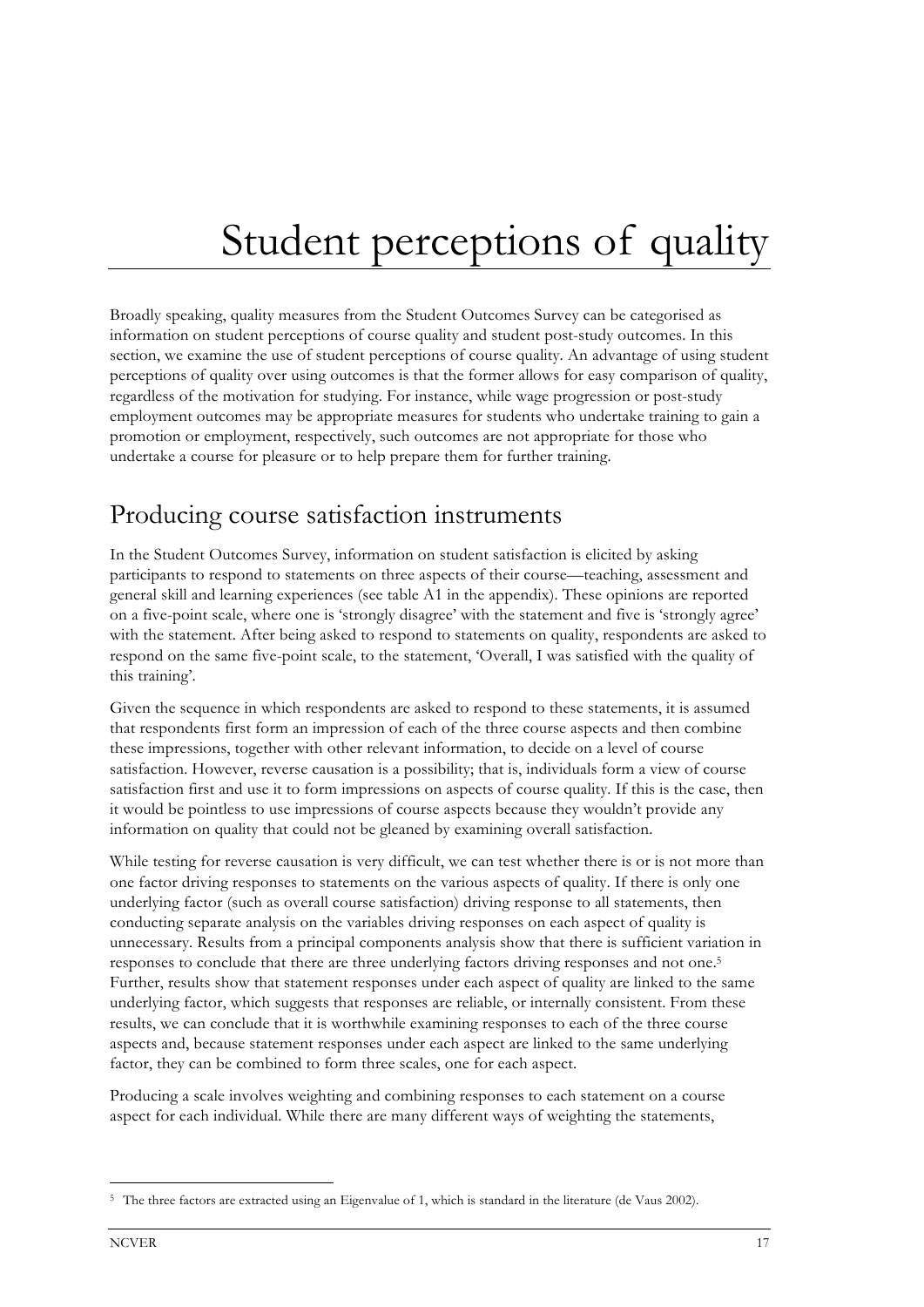# Student perceptions of quality

Broadly speaking, quality measures from the Student Outcomes Survey can be categorised as information on student perceptions of course quality and student post-study outcomes. In this section, we examine the use of student perceptions of course quality. An advantage of using student perceptions of quality over using outcomes is that the former allows for easy comparison of quality, regardless of the motivation for studying. For instance, while wage progression or post-study employment outcomes may be appropriate measures for students who undertake training to gain a promotion or employment, respectively, such outcomes are not appropriate for those who undertake a course for pleasure or to help prepare them for further training.

## Producing course satisfaction instruments

In the Student Outcomes Survey, information on student satisfaction is elicited by asking participants to respond to statements on three aspects of their course—teaching, assessment and general skill and learning experiences (see table A1 in the appendix). These opinions are reported on a five-point scale, where one is 'strongly disagree' with the statement and five is 'strongly agree' with the statement. After being asked to respond to statements on quality, respondents are asked to respond on the same five-point scale, to the statement, 'Overall, I was satisfied with the quality of this training'.

Given the sequence in which respondents are asked to respond to these statements, it is assumed that respondents first form an impression of each of the three course aspects and then combine these impressions, together with other relevant information, to decide on a level of course satisfaction. However, reverse causation is a possibility; that is, individuals form a view of course satisfaction first and use it to form impressions on aspects of course quality. If this is the case, then it would be pointless to use impressions of course aspects because they wouldn't provide any information on quality that could not be gleaned by examining overall satisfaction.

While testing for reverse causation is very difficult, we can test whether there is or is not more than one factor driving responses to statements on the various aspects of quality. If there is only one underlying factor (such as overall course satisfaction) driving response to all statements, then conducting separate analysis on the variables driving responses on each aspect of quality is unnecessary. Results from a principal components analysis show that there is sufficient variation in responses to conclude that there are three underlying factors driving responses and not one.[5] Further, results show that statement responses under each aspect of quality are linked to the same underlying factor, which suggests that responses are reliable, or internally consistent. From these results, we can conclude that it is worthwhile examining responses to each of the three course aspects and, because statement responses under each aspect are linked to the same underlying factor, they can be combined to form three scales, one for each aspect.

Producing a scale involves weighting and combining responses to each statement on a course aspect for each individual. While there are many different ways of weighting the statements,

[5] The three factors are extracted using an Eigenvalue of 1, which is standard in the literature (de Vaus 2002).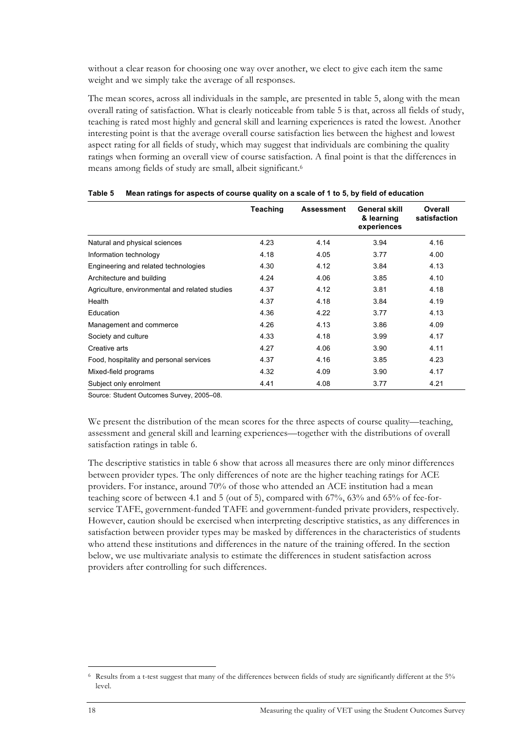without a clear reason for choosing one way over another, we elect to give each item the same weight and we simply take the average of all responses.

The mean scores, across all individuals in the sample, are presented in table 5, along with the mean overall rating of satisfaction. What is clearly noticeable from table 5 is that, across all fields of study, teaching is rated most highly and general skill and learning experiences is rated the lowest. Another interesting point is that the average overall course satisfaction lies between the highest and lowest aspect rating for all fields of study, which may suggest that individuals are combining the quality ratings when forming an overall view of course satisfaction. A final point is that the differences in means among fields of study are small, albeit significant.[6]

**Table 5 Mean ratings for aspects of course quality on a scale of 1 to 5, by field of education**

| | Teaching | Assessment | General skill & learning experiences | Overall satisfaction |
|---|---|---|---|---|
| Natural and physical sciences | 4.23 | 4.14 | 3.94 | 4.16 |
| Information technology | 4.18 | 4.05 | 3.77 | 4.00 |
| Engineering and related technologies | 4.30 | 4.12 | 3.84 | 4.13 |
| Architecture and building | 4.24 | 4.06 | 3.85 | 4.10 |
| Agriculture, environmental and related studies | 4.37 | 4.12 | 3.81 | 4.18 |
| Health | 4.37 | 4.18 | 3.84 | 4.19 |
| Education | 4.36 | 4.22 | 3.77 | 4.13 |
| Management and commerce | 4.26 | 4.13 | 3.86 | 4.09 |
| Society and culture | 4.33 | 4.18 | 3.99 | 4.17 |
| Creative arts | 4.27 | 4.06 | 3.90 | 4.11 |
| Food, hospitality and personal services | 4.37 | 4.16 | 3.85 | 4.23 |
| Mixed-field programs | 4.32 | 4.09 | 3.90 | 4.17 |
| Subject only enrolment | 4.41 | 4.08 | 3.77 | 4.21 |

Source: Student Outcomes Survey, 2005–08.

We present the distribution of the mean scores for the three aspects of course quality—teaching, assessment and general skill and learning experiences—together with the distributions of overall satisfaction ratings in table 6.

The descriptive statistics in table 6 show that across all measures there are only minor differences between provider types. The only differences of note are the higher teaching ratings for ACE providers. For instance, around 70% of those who attended an ACE institution had a mean teaching score of between 4.1 and 5 (out of 5), compared with 67%, 63% and 65% of fee-for-service TAFE, government-funded TAFE and government-funded private providers, respectively. However, caution should be exercised when interpreting descriptive statistics, as any differences in satisfaction between provider types may be masked by differences in the characteristics of students who attend these institutions and differences in the nature of the training offered. In the section below, we use multivariate analysis to estimate the differences in student satisfaction across providers after controlling for such differences.

[6] Results from a t-test suggest that many of the differences between fields of study are significantly different at the 5% level.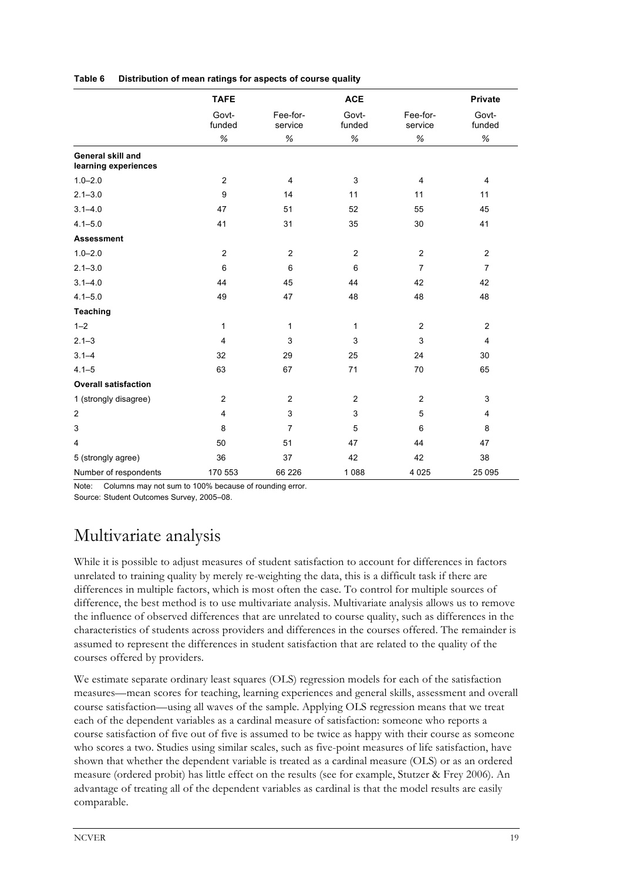**Table 6 Distribution of mean ratings for aspects of course quality**

| | TAFE | | ACE | | Private |
|---|---|---|---|---|---|
| | Govt-funded | Fee-for-service | Govt-funded | Fee-for-service | Govt-funded |
| | % | % | % | % | % |
| **General skill and learning experiences** | | | | | |
| 1.0–2.0 | 2 | 4 | 3 | 4 | 4 |
| 2.1–3.0 | 9 | 14 | 11 | 11 | 11 |
| 3.1–4.0 | 47 | 51 | 52 | 55 | 45 |
| 4.1–5.0 | 41 | 31 | 35 | 30 | 41 |
| **Assessment** | | | | | |
| 1.0–2.0 | 2 | 2 | 2 | 2 | 2 |
| 2.1–3.0 | 6 | 6 | 6 | 7 | 7 |
| 3.1–4.0 | 44 | 45 | 44 | 42 | 42 |
| 4.1–5.0 | 49 | 47 | 48 | 48 | 48 |
| **Teaching** | | | | | |
| 1–2 | 1 | 1 | 1 | 2 | 2 |
| 2.1–3 | 4 | 3 | 3 | 3 | 4 |
| 3.1–4 | 32 | 29 | 25 | 24 | 30 |
| 4.1–5 | 63 | 67 | 71 | 70 | 65 |
| **Overall satisfaction** | | | | | |
| 1 (strongly disagree) | 2 | 2 | 2 | 2 | 3 |
| 2 | 4 | 3 | 3 | 5 | 4 |
| 3 | 8 | 7 | 5 | 6 | 8 |
| 4 | 50 | 51 | 47 | 44 | 47 |
| 5 (strongly agree) | 36 | 37 | 42 | 42 | 38 |
| Number of respondents | 170 553 | 66 226 | 1 088 | 4 025 | 25 095 |

Note: Columns may not sum to 100% because of rounding error.
Source: Student Outcomes Survey, 2005–08.

# Multivariate analysis

While it is possible to adjust measures of student satisfaction to account for differences in factors unrelated to training quality by merely re-weighting the data, this is a difficult task if there are differences in multiple factors, which is most often the case. To control for multiple sources of difference, the best method is to use multivariate analysis. Multivariate analysis allows us to remove the influence of observed differences that are unrelated to course quality, such as differences in the characteristics of students across providers and differences in the courses offered. The remainder is assumed to represent the differences in student satisfaction that are related to the quality of the courses offered by providers.

We estimate separate ordinary least squares (OLS) regression models for each of the satisfaction measures—mean scores for teaching, learning experiences and general skills, assessment and overall course satisfaction—using all waves of the sample. Applying OLS regression means that we treat each of the dependent variables as a cardinal measure of satisfaction: someone who reports a course satisfaction of five out of five is assumed to be twice as happy with their course as someone who scores a two. Studies using similar scales, such as five-point measures of life satisfaction, have shown that whether the dependent variable is treated as a cardinal measure (OLS) or as an ordered measure (ordered probit) has little effect on the results (see for example, Stutzer & Frey 2006). An advantage of treating all of the dependent variables as cardinal is that the model results are easily comparable.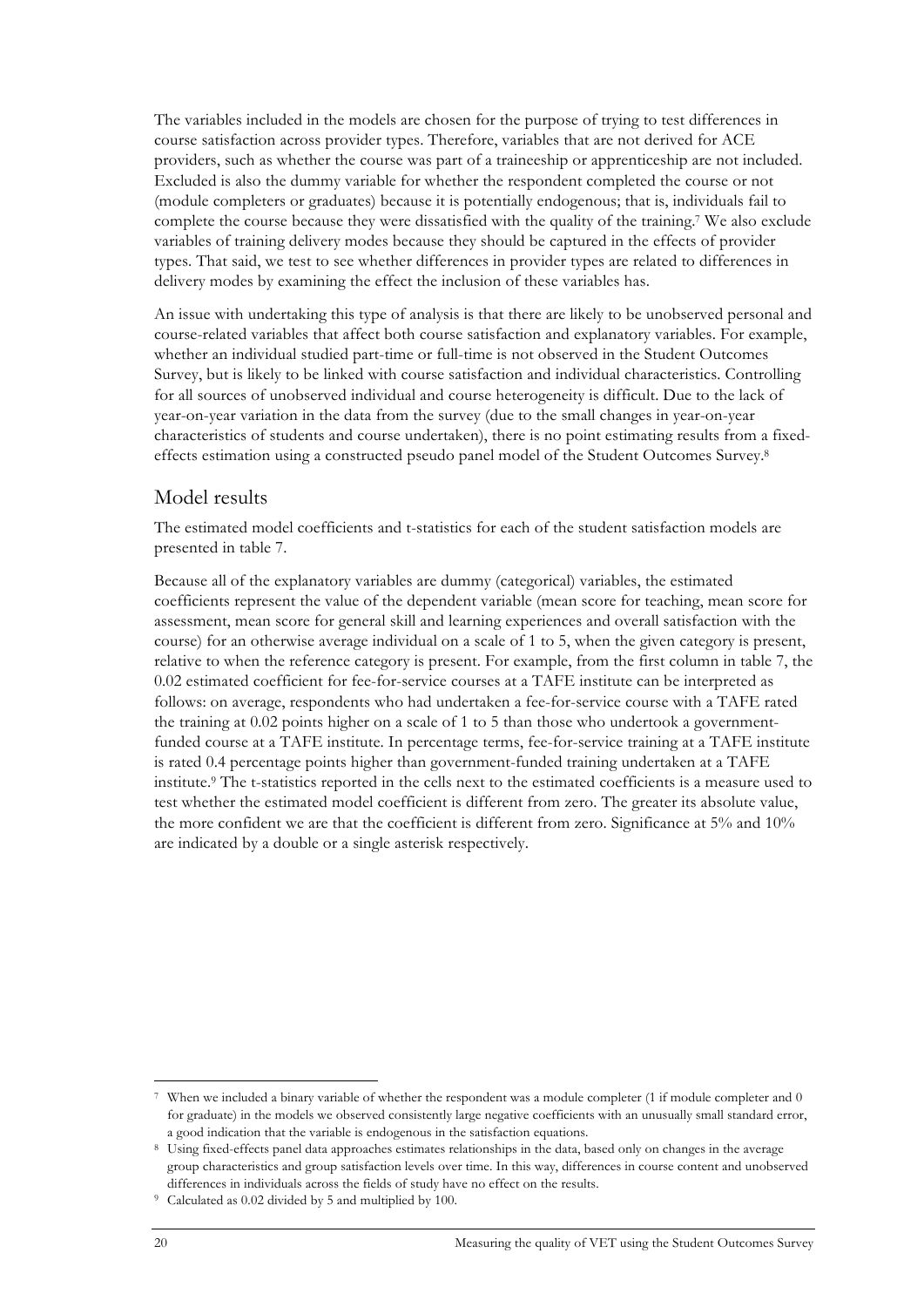The variables included in the models are chosen for the purpose of trying to test differences in course satisfaction across provider types. Therefore, variables that are not derived for ACE providers, such as whether the course was part of a traineeship or apprenticeship are not included. Excluded is also the dummy variable for whether the respondent completed the course or not (module completers or graduates) because it is potentially endogenous; that is, individuals fail to complete the course because they were dissatisfied with the quality of the training.[7] We also exclude variables of training delivery modes because they should be captured in the effects of provider types. That said, we test to see whether differences in provider types are related to differences in delivery modes by examining the effect the inclusion of these variables has.

An issue with undertaking this type of analysis is that there are likely to be unobserved personal and course-related variables that affect both course satisfaction and explanatory variables. For example, whether an individual studied part-time or full-time is not observed in the Student Outcomes Survey, but is likely to be linked with course satisfaction and individual characteristics. Controlling for all sources of unobserved individual and course heterogeneity is difficult. Due to the lack of year-on-year variation in the data from the survey (due to the small changes in year-on-year characteristics of students and course undertaken), there is no point estimating results from a fixed-effects estimation using a constructed pseudo panel model of the Student Outcomes Survey.[8]

## Model results

The estimated model coefficients and t-statistics for each of the student satisfaction models are presented in table 7.

Because all of the explanatory variables are dummy (categorical) variables, the estimated coefficients represent the value of the dependent variable (mean score for teaching, mean score for assessment, mean score for general skill and learning experiences and overall satisfaction with the course) for an otherwise average individual on a scale of 1 to 5, when the given category is present, relative to when the reference category is present. For example, from the first column in table 7, the 0.02 estimated coefficient for fee-for-service courses at a TAFE institute can be interpreted as follows: on average, respondents who had undertaken a fee-for-service course with a TAFE rated the training at 0.02 points higher on a scale of 1 to 5 than those who undertook a government-funded course at a TAFE institute. In percentage terms, fee-for-service training at a TAFE institute is rated 0.4 percentage points higher than government-funded training undertaken at a TAFE institute.[9] The t-statistics reported in the cells next to the estimated coefficients is a measure used to test whether the estimated model coefficient is different from zero. The greater its absolute value, the more confident we are that the coefficient is different from zero. Significance at 5% and 10% are indicated by a double or a single asterisk respectively.

---

[7] When we included a binary variable of whether the respondent was a module completer (1 if module completer and 0 for graduate) in the models we observed consistently large negative coefficients with an unusually small standard error, a good indication that the variable is endogenous in the satisfaction equations.

[8] Using fixed-effects panel data approaches estimates relationships in the data, based only on changes in the average group characteristics and group satisfaction levels over time. In this way, differences in course content and unobserved differences in individuals across the fields of study have no effect on the results.

[9] Calculated as 0.02 divided by 5 and multiplied by 100.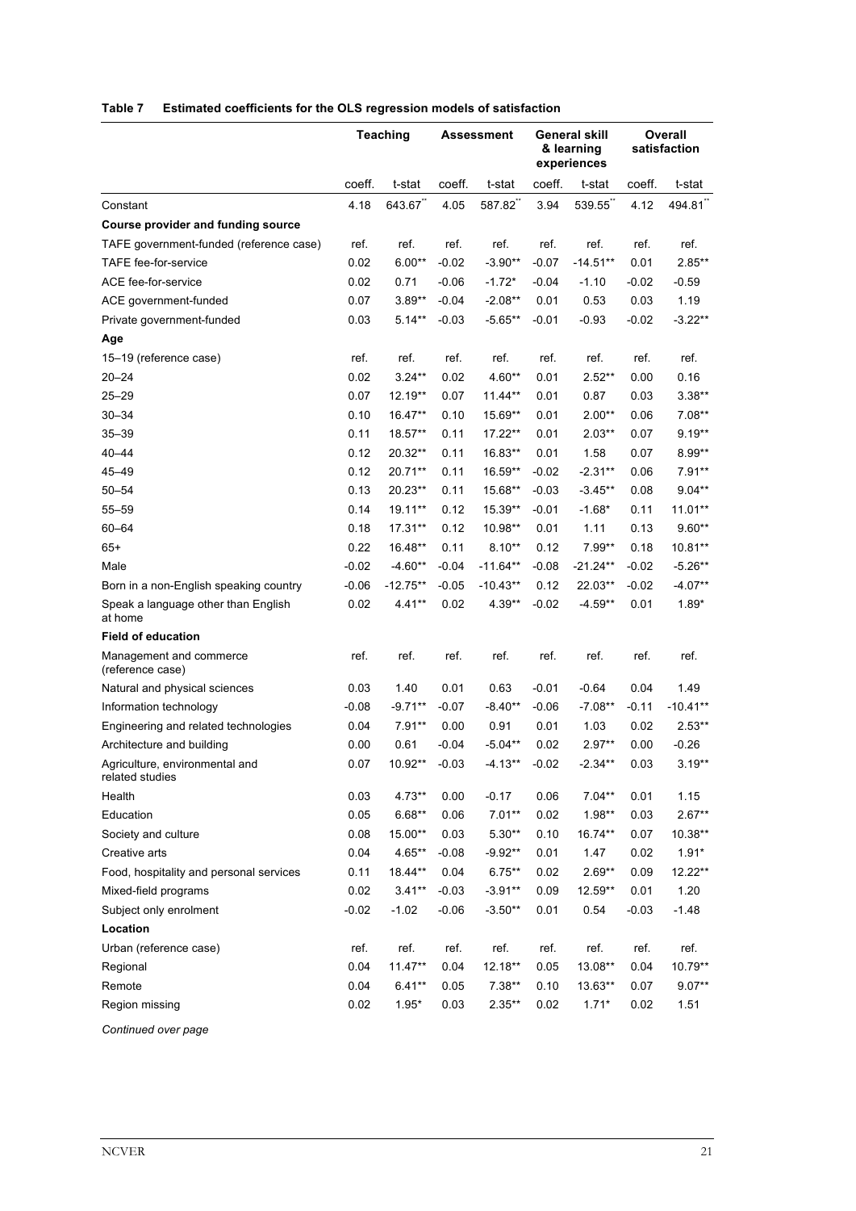**Table 7 Estimated coefficients for the OLS regression models of satisfaction**

| | Teaching | | Assessment | | General skill & learning experiences | | Overall satisfaction | |
|---|---|---|---|---|---|---|---|---|
| | coeff. | t-stat | coeff. | t-stat | coeff. | t-stat | coeff. | t-stat |
| Constant | 4.18 | 643.67** | 4.05 | 587.82** | 3.94 | 539.55** | 4.12 | 494.81** |
| **Course provider and funding source** | | | | | | | | |
| TAFE government-funded (reference case) | ref. | ref. | ref. | ref. | ref. | ref. | ref. | ref. |
| TAFE fee-for-service | 0.02 | 6.00** | -0.02 | -3.90** | -0.07 | -14.51** | 0.01 | 2.85** |
| ACE fee-for-service | 0.02 | 0.71 | -0.06 | -1.72* | -0.04 | -1.10 | -0.02 | -0.59 |
| ACE government-funded | 0.07 | 3.89** | -0.04 | -2.08** | 0.01 | 0.53 | 0.03 | 1.19 |
| Private government-funded | 0.03 | 5.14** | -0.03 | -5.65** | -0.01 | -0.93 | -0.02 | -3.22** |
| **Age** | | | | | | | | |
| 15–19 (reference case) | ref. | ref. | ref. | ref. | ref. | ref. | ref. | ref. |
| 20–24 | 0.02 | 3.24** | 0.02 | 4.60** | 0.01 | 2.52** | 0.00 | 0.16 |
| 25–29 | 0.07 | 12.19** | 0.07 | 11.44** | 0.01 | 0.87 | 0.03 | 3.38** |
| 30–34 | 0.10 | 16.47** | 0.10 | 15.69** | 0.01 | 2.00** | 0.06 | 7.08** |
| 35–39 | 0.11 | 18.57** | 0.11 | 17.22** | 0.01 | 2.03** | 0.07 | 9.19** |
| 40–44 | 0.12 | 20.32** | 0.11 | 16.83** | 0.01 | 1.58 | 0.07 | 8.99** |
| 45–49 | 0.12 | 20.71** | 0.11 | 16.59** | -0.02 | -2.31** | 0.06 | 7.91** |
| 50–54 | 0.13 | 20.23** | 0.11 | 15.68** | -0.03 | -3.45** | 0.08 | 9.04** |
| 55–59 | 0.14 | 19.11** | 0.12 | 15.39** | -0.01 | -1.68* | 0.11 | 11.01** |
| 60–64 | 0.18 | 17.31** | 0.12 | 10.98** | 0.01 | 1.11 | 0.13 | 9.60** |
| 65+ | 0.22 | 16.48** | 0.11 | 8.10** | 0.12 | 7.99** | 0.18 | 10.81** |
| Male | -0.02 | -4.60** | -0.04 | -11.64** | -0.08 | -21.24** | -0.02 | -5.26** |
| Born in a non-English speaking country | -0.06 | -12.75** | -0.05 | -10.43** | 0.12 | 22.03** | -0.02 | -4.07** |
| Speak a language other than English at home | 0.02 | 4.41** | 0.02 | 4.39** | -0.02 | -4.59** | 0.01 | 1.89* |
| **Field of education** | | | | | | | | |
| Management and commerce (reference case) | ref. | ref. | ref. | ref. | ref. | ref. | ref. | ref. |
| Natural and physical sciences | 0.03 | 1.40 | 0.01 | 0.63 | -0.01 | -0.64 | 0.04 | 1.49 |
| Information technology | -0.08 | -9.71** | -0.07 | -8.40** | -0.06 | -7.08** | -0.11 | -10.41** |
| Engineering and related technologies | 0.04 | 7.91** | 0.00 | 0.91 | 0.01 | 1.03 | 0.02 | 2.53** |
| Architecture and building | 0.00 | 0.61 | -0.04 | -5.04** | 0.02 | 2.97** | 0.00 | -0.26 |
| Agriculture, environmental and related studies | 0.07 | 10.92** | -0.03 | -4.13** | -0.02 | -2.34** | 0.03 | 3.19** |
| Health | 0.03 | 4.73** | 0.00 | -0.17 | 0.06 | 7.04** | 0.01 | 1.15 |
| Education | 0.05 | 6.68** | 0.06 | 7.01** | 0.02 | 1.98** | 0.03 | 2.67** |
| Society and culture | 0.08 | 15.00** | 0.03 | 5.30** | 0.10 | 16.74** | 0.07 | 10.38** |
| Creative arts | 0.04 | 4.65** | -0.08 | -9.92** | 0.01 | 1.47 | 0.02 | 1.91* |
| Food, hospitality and personal services | 0.11 | 18.44** | 0.04 | 6.75** | 0.02 | 2.69** | 0.09 | 12.22** |
| Mixed-field programs | 0.02 | 3.41** | -0.03 | -3.91** | 0.09 | 12.59** | 0.01 | 1.20 |
| Subject only enrolment | -0.02 | -1.02 | -0.06 | -3.50** | 0.01 | 0.54 | -0.03 | -1.48 |
| **Location** | | | | | | | | |
| Urban (reference case) | ref. | ref. | ref. | ref. | ref. | ref. | ref. | ref. |
| Regional | 0.04 | 11.47** | 0.04 | 12.18** | 0.05 | 13.08** | 0.04 | 10.79** |
| Remote | 0.04 | 6.41** | 0.05 | 7.38** | 0.10 | 13.63** | 0.07 | 9.07** |
| Region missing | 0.02 | 1.95* | 0.03 | 2.35** | 0.02 | 1.71* | 0.02 | 1.51 |

*Continued over page*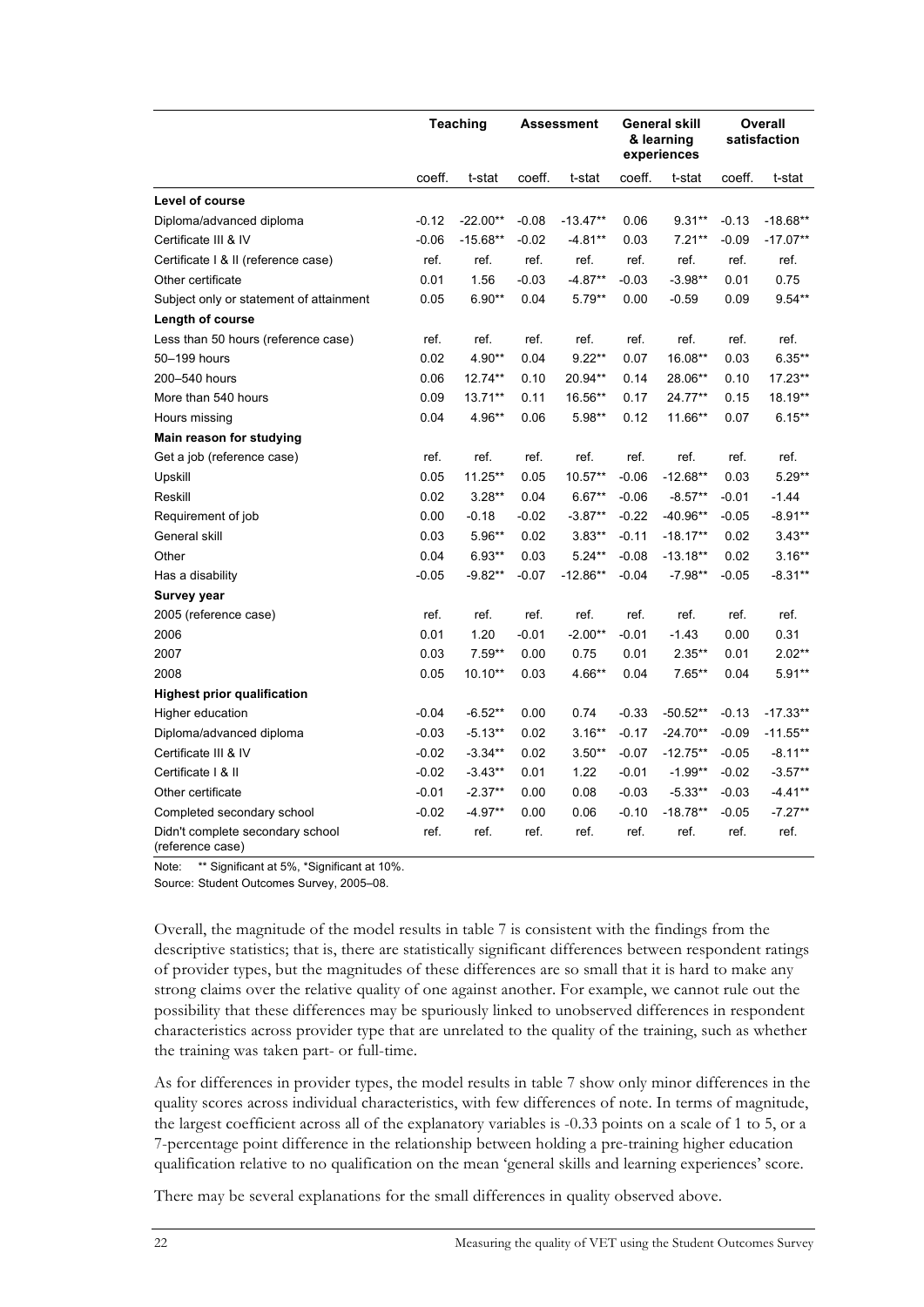| | Teaching | | Assessment | | General skill & learning experiences | | Overall satisfaction | |
|---|---|---|---|---|---|---|---|---|
| | coeff. | t-stat | coeff. | t-stat | coeff. | t-stat | coeff. | t-stat |
| **Level of course** | | | | | | | | |
| Diploma/advanced diploma | -0.12 | -22.00** | -0.08 | -13.47** | 0.06 | 9.31** | -0.13 | -18.68** |
| Certificate III & IV | -0.06 | -15.68** | -0.02 | -4.81** | 0.03 | 7.21** | -0.09 | -17.07** |
| Certificate I & II (reference case) | ref. | ref. | ref. | ref. | ref. | ref. | ref. | ref. |
| Other certificate | 0.01 | 1.56 | -0.03 | -4.87** | -0.03 | -3.98** | 0.01 | 0.75 |
| Subject only or statement of attainment | 0.05 | 6.90** | 0.04 | 5.79** | 0.00 | -0.59 | 0.09 | 9.54** |
| **Length of course** | | | | | | | | |
| Less than 50 hours (reference case) | ref. | ref. | ref. | ref. | ref. | ref. | ref. | ref. |
| 50–199 hours | 0.02 | 4.90** | 0.04 | 9.22** | 0.07 | 16.08** | 0.03 | 6.35** |
| 200–540 hours | 0.06 | 12.74** | 0.10 | 20.94** | 0.14 | 28.06** | 0.10 | 17.23** |
| More than 540 hours | 0.09 | 13.71** | 0.11 | 16.56** | 0.17 | 24.77** | 0.15 | 18.19** |
| Hours missing | 0.04 | 4.96** | 0.06 | 5.98** | 0.12 | 11.66** | 0.07 | 6.15** |
| **Main reason for studying** | | | | | | | | |
| Get a job (reference case) | ref. | ref. | ref. | ref. | ref. | ref. | ref. | ref. |
| Upskill | 0.05 | 11.25** | 0.05 | 10.57** | -0.06 | -12.68** | 0.03 | 5.29** |
| Reskill | 0.02 | 3.28** | 0.04 | 6.67** | -0.06 | -8.57** | -0.01 | -1.44 |
| Requirement of job | 0.00 | -0.18 | -0.02 | -3.87** | -0.22 | -40.96** | -0.05 | -8.91** |
| General skill | 0.03 | 5.96** | 0.02 | 3.83** | -0.11 | -18.17** | 0.02 | 3.43** |
| Other | 0.04 | 6.93** | 0.03 | 5.24** | -0.08 | -13.18** | 0.02 | 3.16** |
| Has a disability | -0.05 | -9.82** | -0.07 | -12.86** | -0.04 | -7.98** | -0.05 | -8.31** |
| **Survey year** | | | | | | | | |
| 2005 (reference case) | ref. | ref. | ref. | ref. | ref. | ref. | ref. | ref. |
| 2006 | 0.01 | 1.20 | -0.01 | -2.00** | -0.01 | -1.43 | 0.00 | 0.31 |
| 2007 | 0.03 | 7.59** | 0.00 | 0.75 | 0.01 | 2.35** | 0.01 | 2.02** |
| 2008 | 0.05 | 10.10** | 0.03 | 4.66** | 0.04 | 7.65** | 0.04 | 5.91** |
| **Highest prior qualification** | | | | | | | | |
| Higher education | -0.04 | -6.52** | 0.00 | 0.74 | -0.33 | -50.52** | -0.13 | -17.33** |
| Diploma/advanced diploma | -0.03 | -5.13** | 0.02 | 3.16** | -0.17 | -24.70** | -0.09 | -11.55** |
| Certificate III & IV | -0.02 | -3.34** | 0.02 | 3.50** | -0.07 | -12.75** | -0.05 | -8.11** |
| Certificate I & II | -0.02 | -3.43** | 0.01 | 1.22 | -0.01 | -1.99** | -0.02 | -3.57** |
| Other certificate | -0.01 | -2.37** | 0.00 | 0.08 | -0.03 | -5.33** | -0.03 | -4.41** |
| Completed secondary school | -0.02 | -4.97** | 0.00 | 0.06 | -0.10 | -18.78** | -0.05 | -7.27** |
| Didn't complete secondary school (reference case) | ref. | ref. | ref. | ref. | ref. | ref. | ref. | ref. |

Note: ** Significant at 5%, *Significant at 10%.

Source: Student Outcomes Survey, 2005–08.

Overall, the magnitude of the model results in table 7 is consistent with the findings from the descriptive statistics; that is, there are statistically significant differences between respondent ratings of provider types, but the magnitudes of these differences are so small that it is hard to make any strong claims over the relative quality of one against another. For example, we cannot rule out the possibility that these differences may be spuriously linked to unobserved differences in respondent characteristics across provider type that are unrelated to the quality of the training, such as whether the training was taken part- or full-time.

As for differences in provider types, the model results in table 7 show only minor differences in the quality scores across individual characteristics, with few differences of note. In terms of magnitude, the largest coefficient across all of the explanatory variables is -0.33 points on a scale of 1 to 5, or a 7-percentage point difference in the relationship between holding a pre-training higher education qualification relative to no qualification on the mean 'general skills and learning experiences' score.

There may be several explanations for the small differences in quality observed above.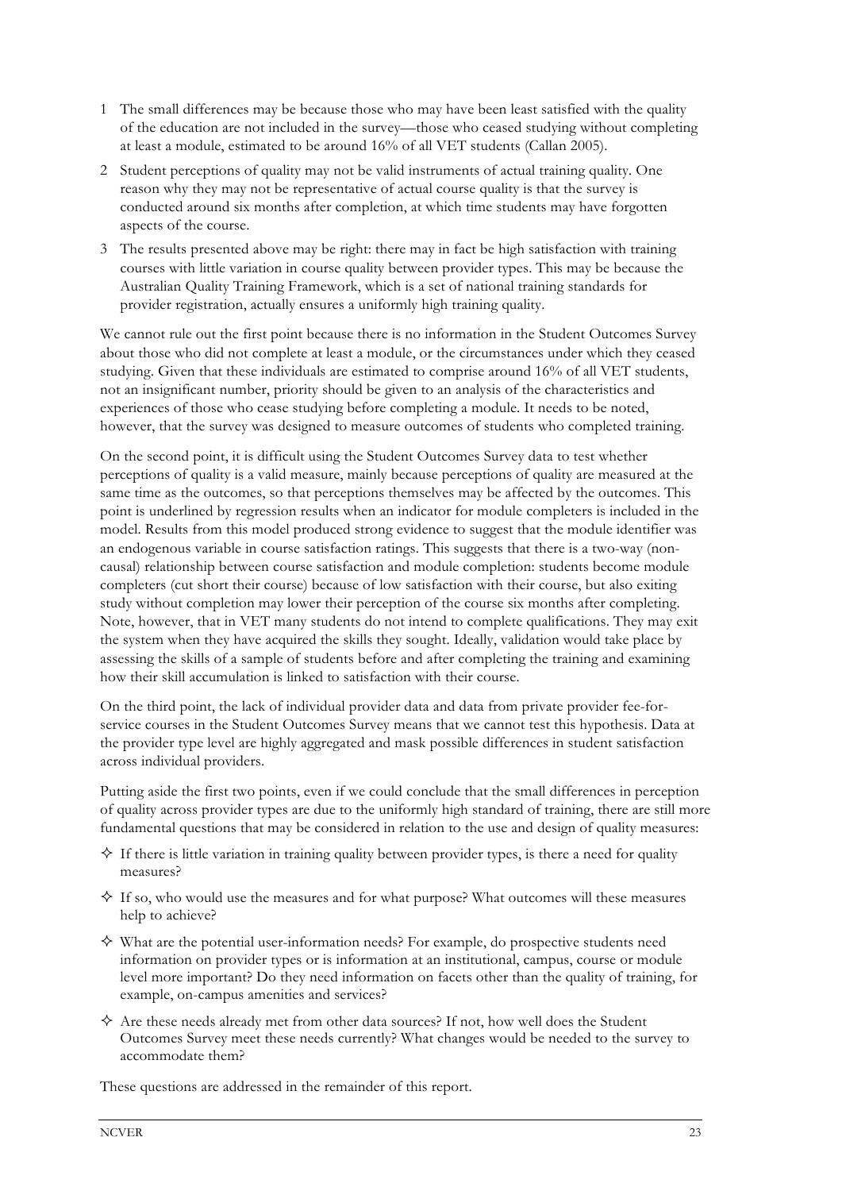1 The small differences may be because those who may have been least satisfied with the quality of the education are not included in the survey—those who ceased studying without completing at least a module, estimated to be around 16% of all VET students (Callan 2005).

2 Student perceptions of quality may not be valid instruments of actual training quality. One reason why they may not be representative of actual course quality is that the survey is conducted around six months after completion, at which time students may have forgotten aspects of the course.

3 The results presented above may be right: there may in fact be high satisfaction with training courses with little variation in course quality between provider types. This may be because the Australian Quality Training Framework, which is a set of national training standards for provider registration, actually ensures a uniformly high training quality.

We cannot rule out the first point because there is no information in the Student Outcomes Survey about those who did not complete at least a module, or the circumstances under which they ceased studying. Given that these individuals are estimated to comprise around 16% of all VET students, not an insignificant number, priority should be given to an analysis of the characteristics and experiences of those who cease studying before completing a module. It needs to be noted, however, that the survey was designed to measure outcomes of students who completed training.

On the second point, it is difficult using the Student Outcomes Survey data to test whether perceptions of quality is a valid measure, mainly because perceptions of quality are measured at the same time as the outcomes, so that perceptions themselves may be affected by the outcomes. This point is underlined by regression results when an indicator for module completers is included in the model. Results from this model produced strong evidence to suggest that the module identifier was an endogenous variable in course satisfaction ratings. This suggests that there is a two-way (non-causal) relationship between course satisfaction and module completion: students become module completers (cut short their course) because of low satisfaction with their course, but also exiting study without completion may lower their perception of the course six months after completing. Note, however, that in VET many students do not intend to complete qualifications. They may exit the system when they have acquired the skills they sought. Ideally, validation would take place by assessing the skills of a sample of students before and after completing the training and examining how their skill accumulation is linked to satisfaction with their course.

On the third point, the lack of individual provider data and data from private provider fee-for-service courses in the Student Outcomes Survey means that we cannot test this hypothesis. Data at the provider type level are highly aggregated and mask possible differences in student satisfaction across individual providers.

Putting aside the first two points, even if we could conclude that the small differences in perception of quality across provider types are due to the uniformly high standard of training, there are still more fundamental questions that may be considered in relation to the use and design of quality measures:

- If there is little variation in training quality between provider types, is there a need for quality measures?
- If so, who would use the measures and for what purpose? What outcomes will these measures help to achieve?
- What are the potential user-information needs? For example, do prospective students need information on provider types or is information at an institutional, campus, course or module level more important? Do they need information on facets other than the quality of training, for example, on-campus amenities and services?
- Are these needs already met from other data sources? If not, how well does the Student Outcomes Survey meet these needs currently? What changes would be needed to the survey to accommodate them?

These questions are addressed in the remainder of this report.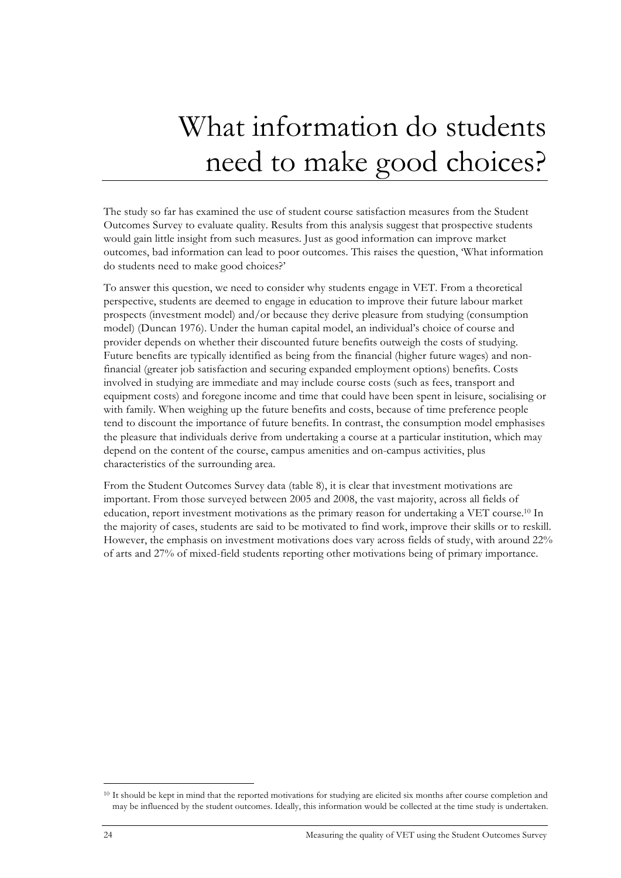# What information do students need to make good choices?

The study so far has examined the use of student course satisfaction measures from the Student Outcomes Survey to evaluate quality. Results from this analysis suggest that prospective students would gain little insight from such measures. Just as good information can improve market outcomes, bad information can lead to poor outcomes. This raises the question, 'What information do students need to make good choices?'

To answer this question, we need to consider why students engage in VET. From a theoretical perspective, students are deemed to engage in education to improve their future labour market prospects (investment model) and/or because they derive pleasure from studying (consumption model) (Duncan 1976). Under the human capital model, an individual's choice of course and provider depends on whether their discounted future benefits outweigh the costs of studying. Future benefits are typically identified as being from the financial (higher future wages) and non-financial (greater job satisfaction and securing expanded employment options) benefits. Costs involved in studying are immediate and may include course costs (such as fees, transport and equipment costs) and foregone income and time that could have been spent in leisure, socialising or with family. When weighing up the future benefits and costs, because of time preference people tend to discount the importance of future benefits. In contrast, the consumption model emphasises the pleasure that individuals derive from undertaking a course at a particular institution, which may depend on the content of the course, campus amenities and on-campus activities, plus characteristics of the surrounding area.

From the Student Outcomes Survey data (table 8), it is clear that investment motivations are important. From those surveyed between 2005 and 2008, the vast majority, across all fields of education, report investment motivations as the primary reason for undertaking a VET course.[10] In the majority of cases, students are said to be motivated to find work, improve their skills or to reskill. However, the emphasis on investment motivations does vary across fields of study, with around 22% of arts and 27% of mixed-field students reporting other motivations being of primary importance.

[10] It should be kept in mind that the reported motivations for studying are elicited six months after course completion and may be influenced by the student outcomes. Ideally, this information would be collected at the time study is undertaken.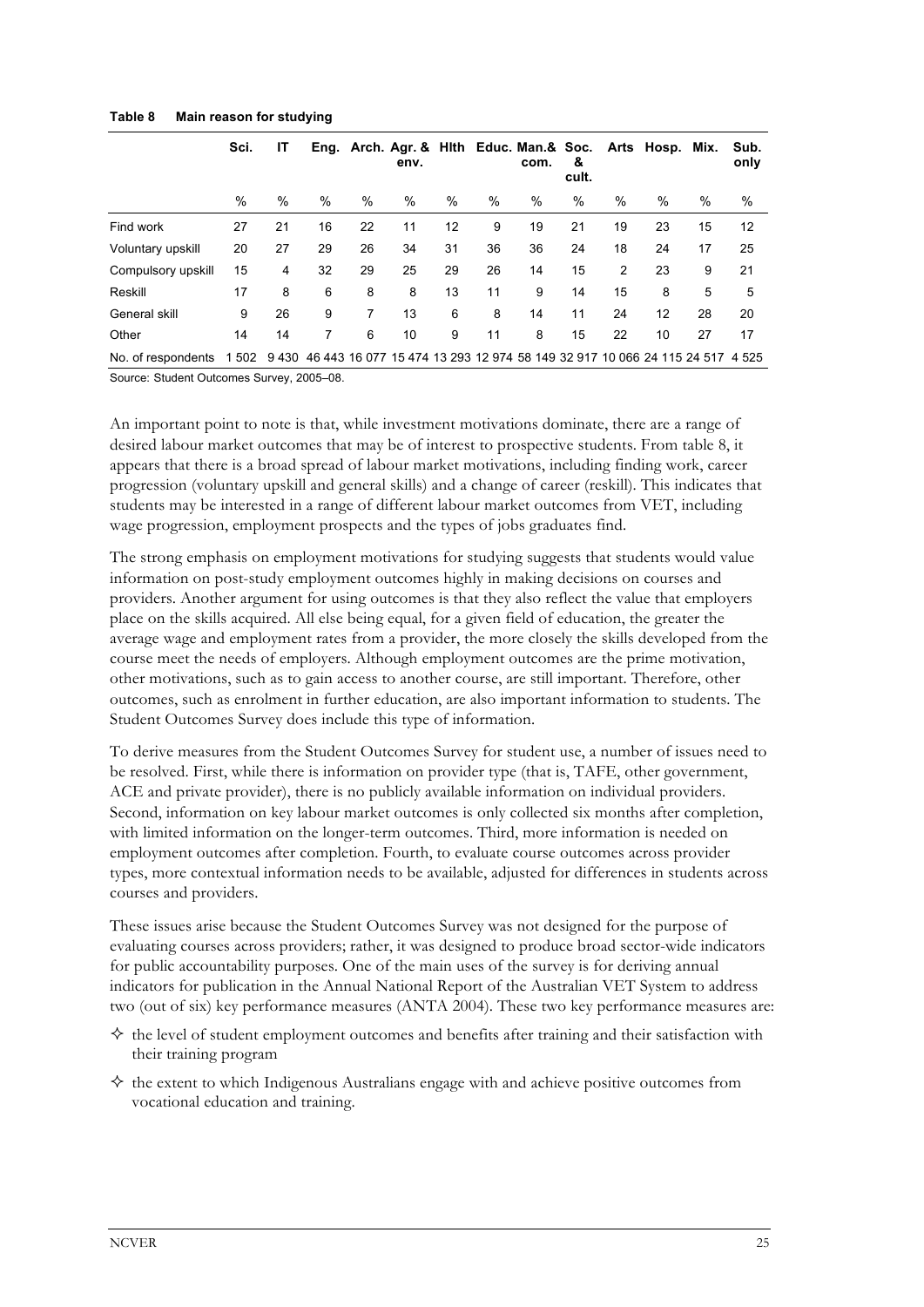**Table 8 Main reason for studying**

| | Sci. | IT | Eng. | Arch. | Agr. & env. | Hlth | Educ. | Man.& com. | Soc. & cult. | Arts | Hosp. | Mix. | Sub. only |
|---|---|---|---|---|---|---|---|---|---|---|---|---|---|
| | % | % | % | % | % | % | % | % | % | % | % | % | % |
| Find work | 27 | 21 | 16 | 22 | 11 | 12 | 9 | 19 | 21 | 19 | 23 | 15 | 12 |
| Voluntary upskill | 20 | 27 | 29 | 26 | 34 | 31 | 36 | 36 | 24 | 18 | 24 | 17 | 25 |
| Compulsory upskill | 15 | 4 | 32 | 29 | 25 | 29 | 26 | 14 | 15 | 2 | 23 | 9 | 21 |
| Reskill | 17 | 8 | 6 | 8 | 8 | 13 | 11 | 9 | 14 | 15 | 8 | 5 | 5 |
| General skill | 9 | 26 | 9 | 7 | 13 | 6 | 8 | 14 | 11 | 24 | 12 | 28 | 20 |
| Other | 14 | 14 | 7 | 6 | 10 | 9 | 11 | 8 | 15 | 22 | 10 | 27 | 17 |
| No. of respondents | 1 502 | 9 430 | 46 443 | 16 077 | 15 474 | 13 293 | 12 974 | 58 149 | 32 917 | 10 066 | 24 115 | 24 517 | 4 525 |

Source: Student Outcomes Survey, 2005–08.

An important point to note is that, while investment motivations dominate, there are a range of desired labour market outcomes that may be of interest to prospective students. From table 8, it appears that there is a broad spread of labour market motivations, including finding work, career progression (voluntary upskill and general skills) and a change of career (reskill). This indicates that students may be interested in a range of different labour market outcomes from VET, including wage progression, employment prospects and the types of jobs graduates find.

The strong emphasis on employment motivations for studying suggests that students would value information on post-study employment outcomes highly in making decisions on courses and providers. Another argument for using outcomes is that they also reflect the value that employers place on the skills acquired. All else being equal, for a given field of education, the greater the average wage and employment rates from a provider, the more closely the skills developed from the course meet the needs of employers. Although employment outcomes are the prime motivation, other motivations, such as to gain access to another course, are still important. Therefore, other outcomes, such as enrolment in further education, are also important information to students. The Student Outcomes Survey does include this type of information.

To derive measures from the Student Outcomes Survey for student use, a number of issues need to be resolved. First, while there is information on provider type (that is, TAFE, other government, ACE and private provider), there is no publicly available information on individual providers. Second, information on key labour market outcomes is only collected six months after completion, with limited information on the longer-term outcomes. Third, more information is needed on employment outcomes after completion. Fourth, to evaluate course outcomes across provider types, more contextual information needs to be available, adjusted for differences in students across courses and providers.

These issues arise because the Student Outcomes Survey was not designed for the purpose of evaluating courses across providers; rather, it was designed to produce broad sector-wide indicators for public accountability purposes. One of the main uses of the survey is for deriving annual indicators for publication in the Annual National Report of the Australian VET System to address two (out of six) key performance measures (ANTA 2004). These two key performance measures are:

- the level of student employment outcomes and benefits after training and their satisfaction with their training program
- the extent to which Indigenous Australians engage with and achieve positive outcomes from vocational education and training.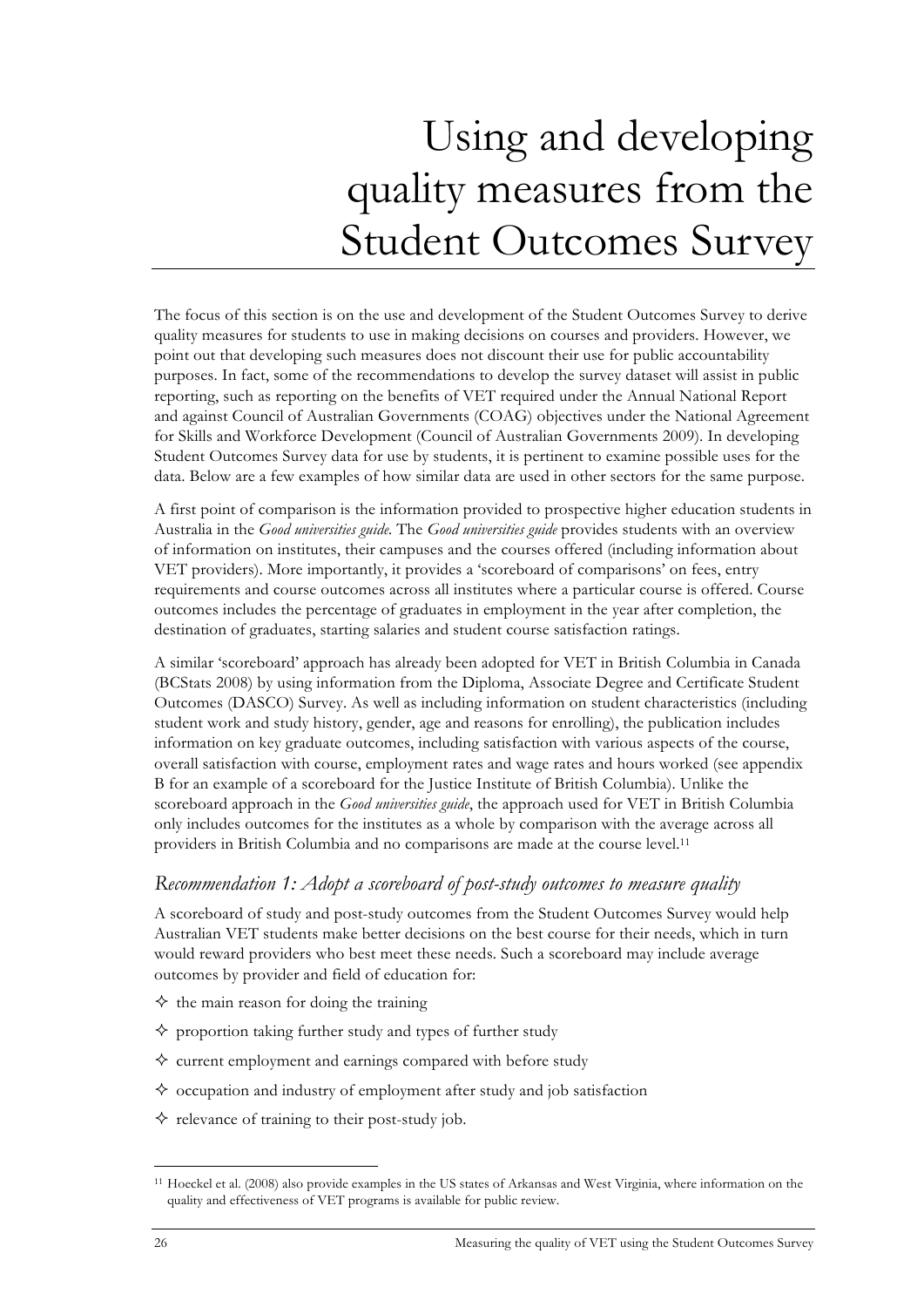# Using and developing quality measures from the Student Outcomes Survey

The focus of this section is on the use and development of the Student Outcomes Survey to derive quality measures for students to use in making decisions on courses and providers. However, we point out that developing such measures does not discount their use for public accountability purposes. In fact, some of the recommendations to develop the survey dataset will assist in public reporting, such as reporting on the benefits of VET required under the Annual National Report and against Council of Australian Governments (COAG) objectives under the National Agreement for Skills and Workforce Development (Council of Australian Governments 2009). In developing Student Outcomes Survey data for use by students, it is pertinent to examine possible uses for the data. Below are a few examples of how similar data are used in other sectors for the same purpose.

A first point of comparison is the information provided to prospective higher education students in Australia in the *Good universities guide*. The *Good universities guide* provides students with an overview of information on institutes, their campuses and the courses offered (including information about VET providers). More importantly, it provides a 'scoreboard of comparisons' on fees, entry requirements and course outcomes across all institutes where a particular course is offered. Course outcomes includes the percentage of graduates in employment in the year after completion, the destination of graduates, starting salaries and student course satisfaction ratings.

A similar 'scoreboard' approach has already been adopted for VET in British Columbia in Canada (BCStats 2008) by using information from the Diploma, Associate Degree and Certificate Student Outcomes (DASCO) Survey. As well as including information on student characteristics (including student work and study history, gender, age and reasons for enrolling), the publication includes information on key graduate outcomes, including satisfaction with various aspects of the course, overall satisfaction with course, employment rates and wage rates and hours worked (see appendix B for an example of a scoreboard for the Justice Institute of British Columbia). Unlike the scoreboard approach in the *Good universities guide*, the approach used for VET in British Columbia only includes outcomes for the institutes as a whole by comparison with the average across all providers in British Columbia and no comparisons are made at the course level.[11]

### *Recommendation 1: Adopt a scoreboard of post-study outcomes to measure quality*

A scoreboard of study and post-study outcomes from the Student Outcomes Survey would help Australian VET students make better decisions on the best course for their needs, which in turn would reward providers who best meet these needs. Such a scoreboard may include average outcomes by provider and field of education for:

- the main reason for doing the training
- proportion taking further study and types of further study
- current employment and earnings compared with before study
- occupation and industry of employment after study and job satisfaction
- relevance of training to their post-study job.

[11] Hoeckel et al. (2008) also provide examples in the US states of Arkansas and West Virginia, where information on the quality and effectiveness of VET programs is available for public review.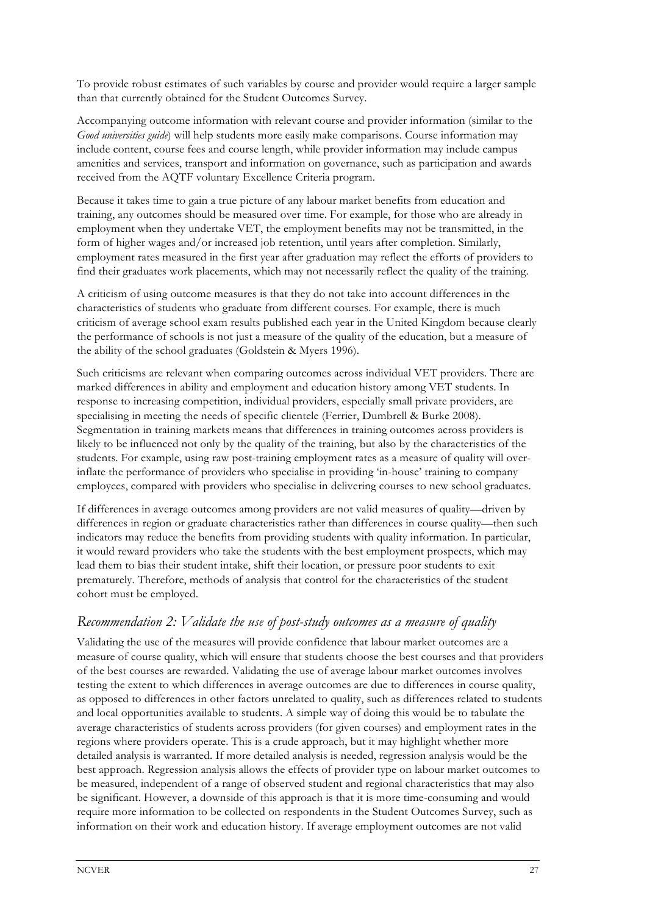To provide robust estimates of such variables by course and provider would require a larger sample than that currently obtained for the Student Outcomes Survey.

Accompanying outcome information with relevant course and provider information (similar to the *Good universities guide*) will help students more easily make comparisons. Course information may include content, course fees and course length, while provider information may include campus amenities and services, transport and information on governance, such as participation and awards received from the AQTF voluntary Excellence Criteria program.

Because it takes time to gain a true picture of any labour market benefits from education and training, any outcomes should be measured over time. For example, for those who are already in employment when they undertake VET, the employment benefits may not be transmitted, in the form of higher wages and/or increased job retention, until years after completion. Similarly, employment rates measured in the first year after graduation may reflect the efforts of providers to find their graduates work placements, which may not necessarily reflect the quality of the training.

A criticism of using outcome measures is that they do not take into account differences in the characteristics of students who graduate from different courses. For example, there is much criticism of average school exam results published each year in the United Kingdom because clearly the performance of schools is not just a measure of the quality of the education, but a measure of the ability of the school graduates (Goldstein & Myers 1996).

Such criticisms are relevant when comparing outcomes across individual VET providers. There are marked differences in ability and employment and education history among VET students. In response to increasing competition, individual providers, especially small private providers, are specialising in meeting the needs of specific clientele (Ferrier, Dumbrell & Burke 2008). Segmentation in training markets means that differences in training outcomes across providers is likely to be influenced not only by the quality of the training, but also by the characteristics of the students. For example, using raw post-training employment rates as a measure of quality will over-inflate the performance of providers who specialise in providing 'in-house' training to company employees, compared with providers who specialise in delivering courses to new school graduates.

If differences in average outcomes among providers are not valid measures of quality—driven by differences in region or graduate characteristics rather than differences in course quality—then such indicators may reduce the benefits from providing students with quality information. In particular, it would reward providers who take the students with the best employment prospects, which may lead them to bias their student intake, shift their location, or pressure poor students to exit prematurely. Therefore, methods of analysis that control for the characteristics of the student cohort must be employed.

## *Recommendation 2: Validate the use of post-study outcomes as a measure of quality*

Validating the use of the measures will provide confidence that labour market outcomes are a measure of course quality, which will ensure that students choose the best courses and that providers of the best courses are rewarded. Validating the use of average labour market outcomes involves testing the extent to which differences in average outcomes are due to differences in course quality, as opposed to differences in other factors unrelated to quality, such as differences related to students and local opportunities available to students. A simple way of doing this would be to tabulate the average characteristics of students across providers (for given courses) and employment rates in the regions where providers operate. This is a crude approach, but it may highlight whether more detailed analysis is warranted. If more detailed analysis is needed, regression analysis would be the best approach. Regression analysis allows the effects of provider type on labour market outcomes to be measured, independent of a range of observed student and regional characteristics that may also be significant. However, a downside of this approach is that it is more time-consuming and would require more information to be collected on respondents in the Student Outcomes Survey, such as information on their work and education history. If average employment outcomes are not valid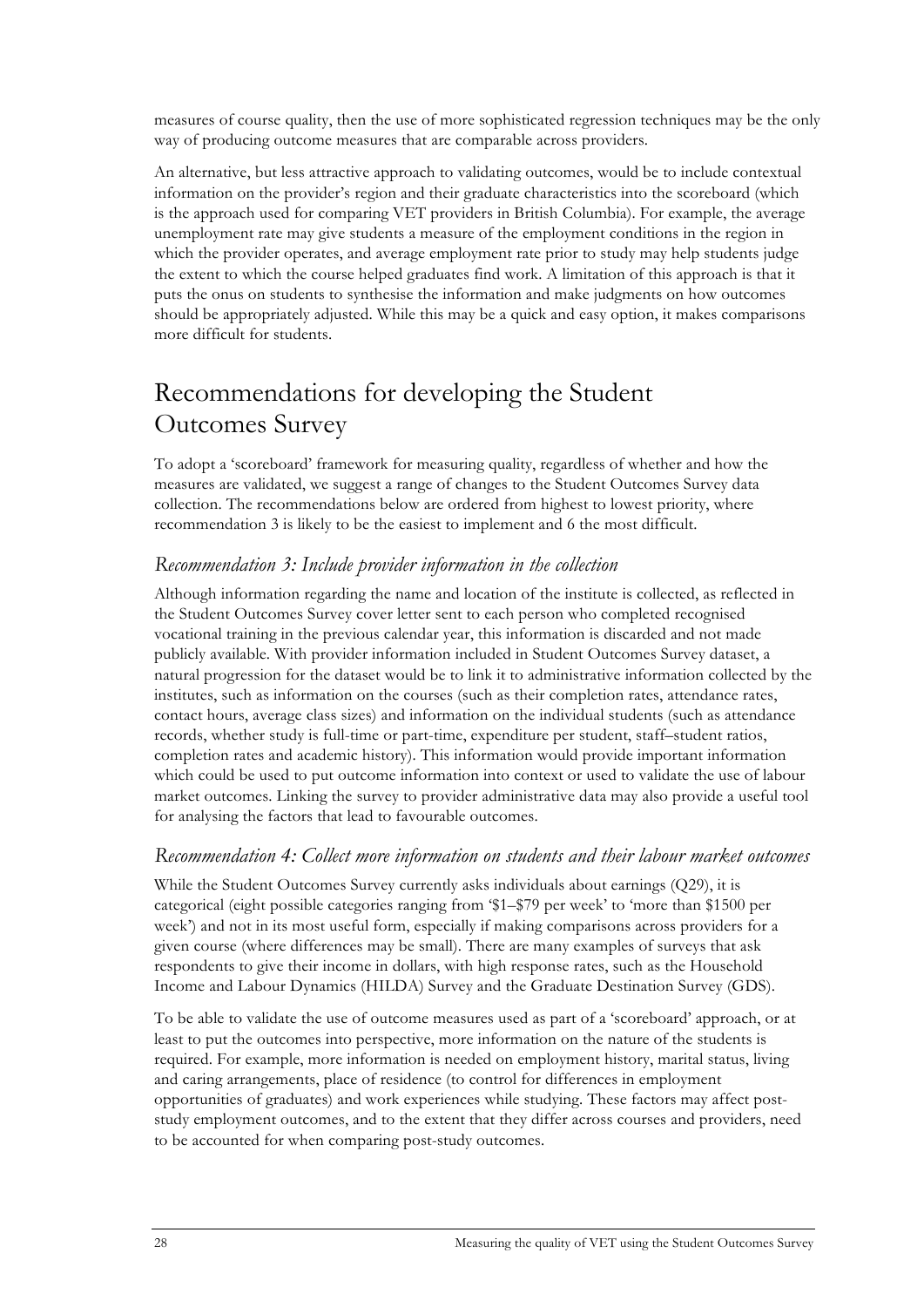measures of course quality, then the use of more sophisticated regression techniques may be the only way of producing outcome measures that are comparable across providers.

An alternative, but less attractive approach to validating outcomes, would be to include contextual information on the provider's region and their graduate characteristics into the scoreboard (which is the approach used for comparing VET providers in British Columbia). For example, the average unemployment rate may give students a measure of the employment conditions in the region in which the provider operates, and average employment rate prior to study may help students judge the extent to which the course helped graduates find work. A limitation of this approach is that it puts the onus on students to synthesise the information and make judgments on how outcomes should be appropriately adjusted. While this may be a quick and easy option, it makes comparisons more difficult for students.

# Recommendations for developing the Student Outcomes Survey

To adopt a 'scoreboard' framework for measuring quality, regardless of whether and how the measures are validated, we suggest a range of changes to the Student Outcomes Survey data collection. The recommendations below are ordered from highest to lowest priority, where recommendation 3 is likely to be the easiest to implement and 6 the most difficult.

### *Recommendation 3: Include provider information in the collection*

Although information regarding the name and location of the institute is collected, as reflected in the Student Outcomes Survey cover letter sent to each person who completed recognised vocational training in the previous calendar year, this information is discarded and not made publicly available. With provider information included in Student Outcomes Survey dataset, a natural progression for the dataset would be to link it to administrative information collected by the institutes, such as information on the courses (such as their completion rates, attendance rates, contact hours, average class sizes) and information on the individual students (such as attendance records, whether study is full-time or part-time, expenditure per student, staff–student ratios, completion rates and academic history). This information would provide important information which could be used to put outcome information into context or used to validate the use of labour market outcomes. Linking the survey to provider administrative data may also provide a useful tool for analysing the factors that lead to favourable outcomes.

### *Recommendation 4: Collect more information on students and their labour market outcomes*

While the Student Outcomes Survey currently asks individuals about earnings (Q29), it is categorical (eight possible categories ranging from '$1–$79 per week' to 'more than $1500 per week') and not in its most useful form, especially if making comparisons across providers for a given course (where differences may be small). There are many examples of surveys that ask respondents to give their income in dollars, with high response rates, such as the Household Income and Labour Dynamics (HILDA) Survey and the Graduate Destination Survey (GDS).

To be able to validate the use of outcome measures used as part of a 'scoreboard' approach, or at least to put the outcomes into perspective, more information on the nature of the students is required. For example, more information is needed on employment history, marital status, living and caring arrangements, place of residence (to control for differences in employment opportunities of graduates) and work experiences while studying. These factors may affect post-study employment outcomes, and to the extent that they differ across courses and providers, need to be accounted for when comparing post-study outcomes.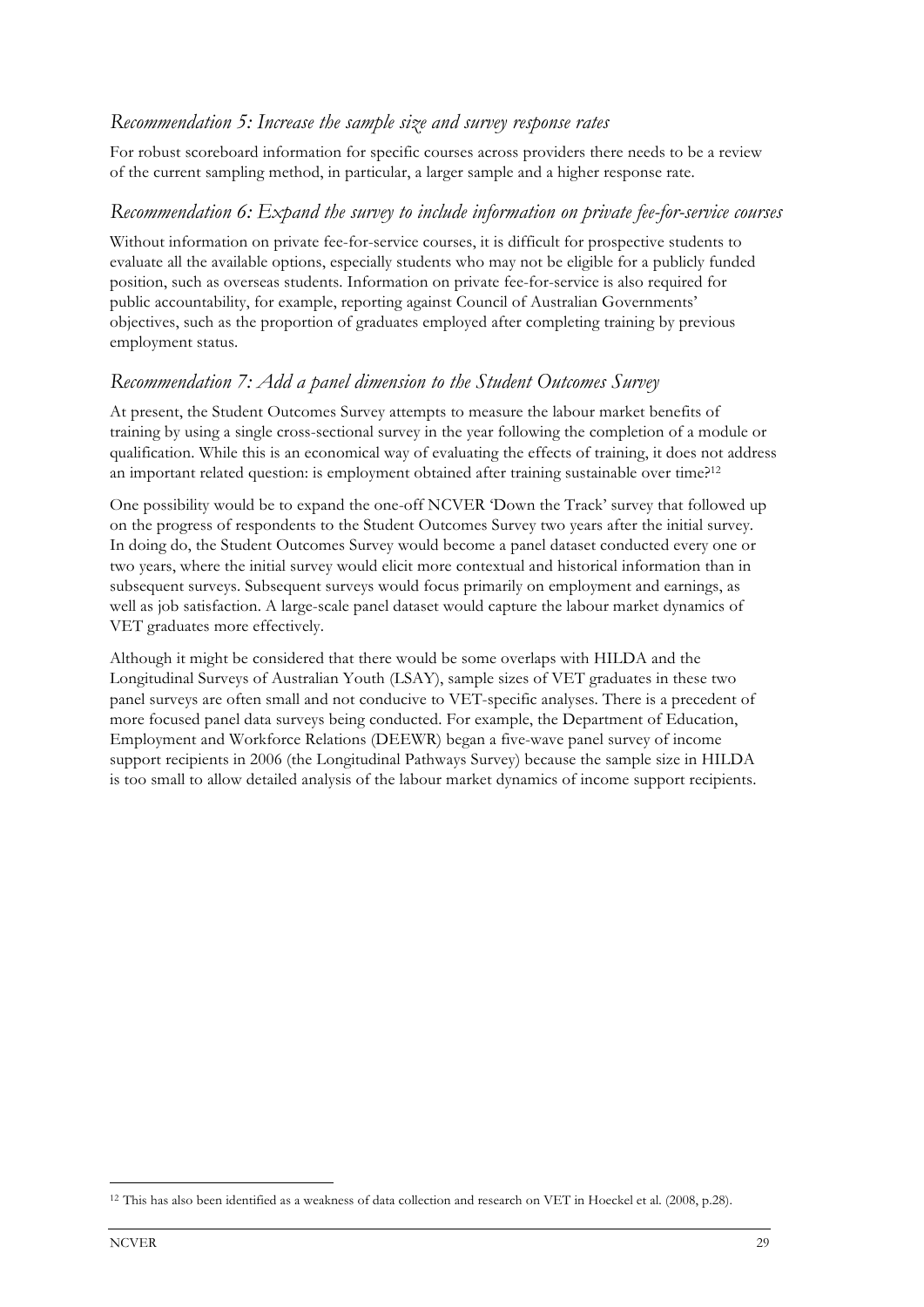### *Recommendation 5: Increase the sample size and survey response rates*

For robust scoreboard information for specific courses across providers there needs to be a review of the current sampling method, in particular, a larger sample and a higher response rate.

### *Recommendation 6: Expand the survey to include information on private fee-for-service courses*

Without information on private fee-for-service courses, it is difficult for prospective students to evaluate all the available options, especially students who may not be eligible for a publicly funded position, such as overseas students. Information on private fee-for-service is also required for public accountability, for example, reporting against Council of Australian Governments' objectives, such as the proportion of graduates employed after completing training by previous employment status.

### *Recommendation 7: Add a panel dimension to the Student Outcomes Survey*

At present, the Student Outcomes Survey attempts to measure the labour market benefits of training by using a single cross-sectional survey in the year following the completion of a module or qualification. While this is an economical way of evaluating the effects of training, it does not address an important related question: is employment obtained after training sustainable over time?[12]

One possibility would be to expand the one-off NCVER 'Down the Track' survey that followed up on the progress of respondents to the Student Outcomes Survey two years after the initial survey. In doing do, the Student Outcomes Survey would become a panel dataset conducted every one or two years, where the initial survey would elicit more contextual and historical information than in subsequent surveys. Subsequent surveys would focus primarily on employment and earnings, as well as job satisfaction. A large-scale panel dataset would capture the labour market dynamics of VET graduates more effectively.

Although it might be considered that there would be some overlaps with HILDA and the Longitudinal Surveys of Australian Youth (LSAY), sample sizes of VET graduates in these two panel surveys are often small and not conducive to VET-specific analyses. There is a precedent of more focused panel data surveys being conducted. For example, the Department of Education, Employment and Workforce Relations (DEEWR) began a five-wave panel survey of income support recipients in 2006 (the Longitudinal Pathways Survey) because the sample size in HILDA is too small to allow detailed analysis of the labour market dynamics of income support recipients.

[12] This has also been identified as a weakness of data collection and research on VET in Hoeckel et al. (2008, p.28).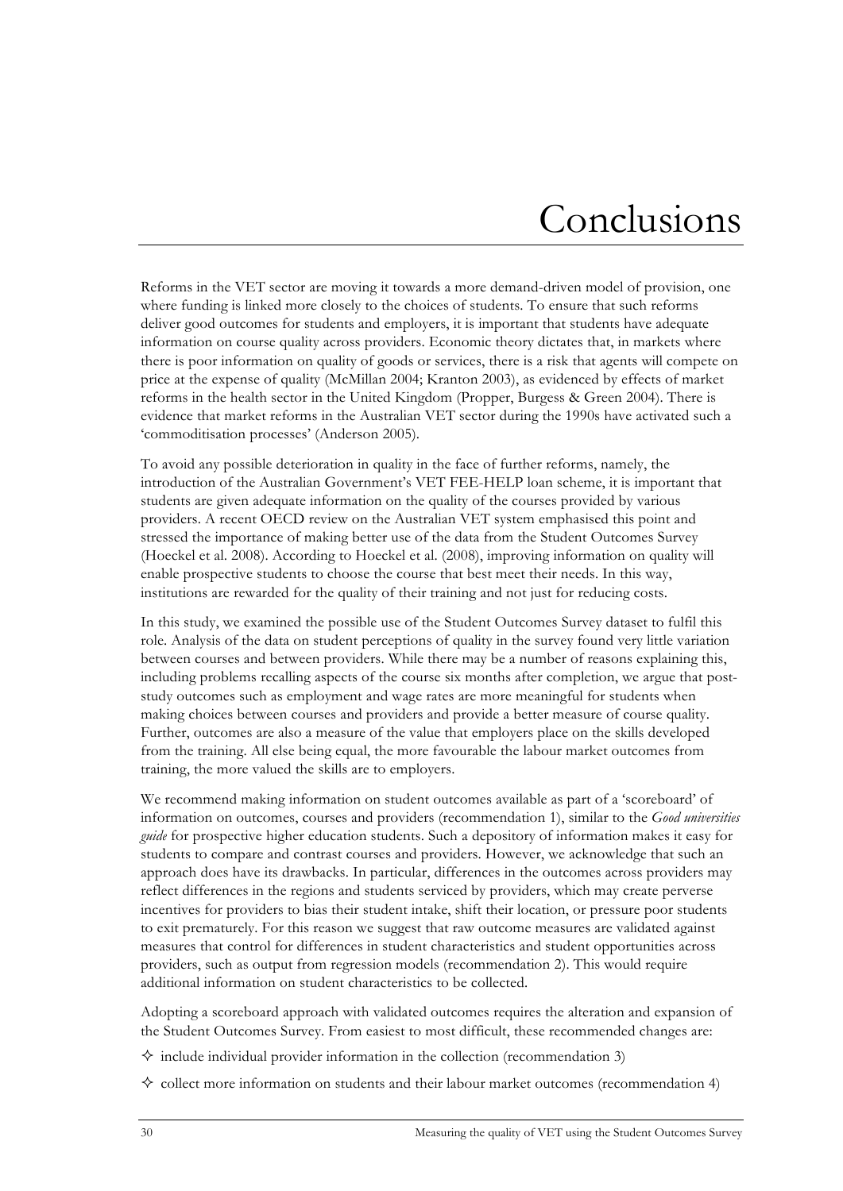# Conclusions

Reforms in the VET sector are moving it towards a more demand-driven model of provision, one where funding is linked more closely to the choices of students. To ensure that such reforms deliver good outcomes for students and employers, it is important that students have adequate information on course quality across providers. Economic theory dictates that, in markets where there is poor information on quality of goods or services, there is a risk that agents will compete on price at the expense of quality (McMillan 2004; Kranton 2003), as evidenced by effects of market reforms in the health sector in the United Kingdom (Propper, Burgess & Green 2004). There is evidence that market reforms in the Australian VET sector during the 1990s have activated such a 'commoditisation processes' (Anderson 2005).

To avoid any possible deterioration in quality in the face of further reforms, namely, the introduction of the Australian Government's VET FEE-HELP loan scheme, it is important that students are given adequate information on the quality of the courses provided by various providers. A recent OECD review on the Australian VET system emphasised this point and stressed the importance of making better use of the data from the Student Outcomes Survey (Hoeckel et al. 2008). According to Hoeckel et al. (2008), improving information on quality will enable prospective students to choose the course that best meet their needs. In this way, institutions are rewarded for the quality of their training and not just for reducing costs.

In this study, we examined the possible use of the Student Outcomes Survey dataset to fulfil this role. Analysis of the data on student perceptions of quality in the survey found very little variation between courses and between providers. While there may be a number of reasons explaining this, including problems recalling aspects of the course six months after completion, we argue that post-study outcomes such as employment and wage rates are more meaningful for students when making choices between courses and providers and provide a better measure of course quality. Further, outcomes are also a measure of the value that employers place on the skills developed from the training. All else being equal, the more favourable the labour market outcomes from training, the more valued the skills are to employers.

We recommend making information on student outcomes available as part of a 'scoreboard' of information on outcomes, courses and providers (recommendation 1), similar to the *Good universities guide* for prospective higher education students. Such a depository of information makes it easy for students to compare and contrast courses and providers. However, we acknowledge that such an approach does have its drawbacks. In particular, differences in the outcomes across providers may reflect differences in the regions and students serviced by providers, which may create perverse incentives for providers to bias their student intake, shift their location, or pressure poor students to exit prematurely. For this reason we suggest that raw outcome measures are validated against measures that control for differences in student characteristics and student opportunities across providers, such as output from regression models (recommendation 2). This would require additional information on student characteristics to be collected.

Adopting a scoreboard approach with validated outcomes requires the alteration and expansion of the Student Outcomes Survey. From easiest to most difficult, these recommended changes are:

- include individual provider information in the collection (recommendation 3)
- collect more information on students and their labour market outcomes (recommendation 4)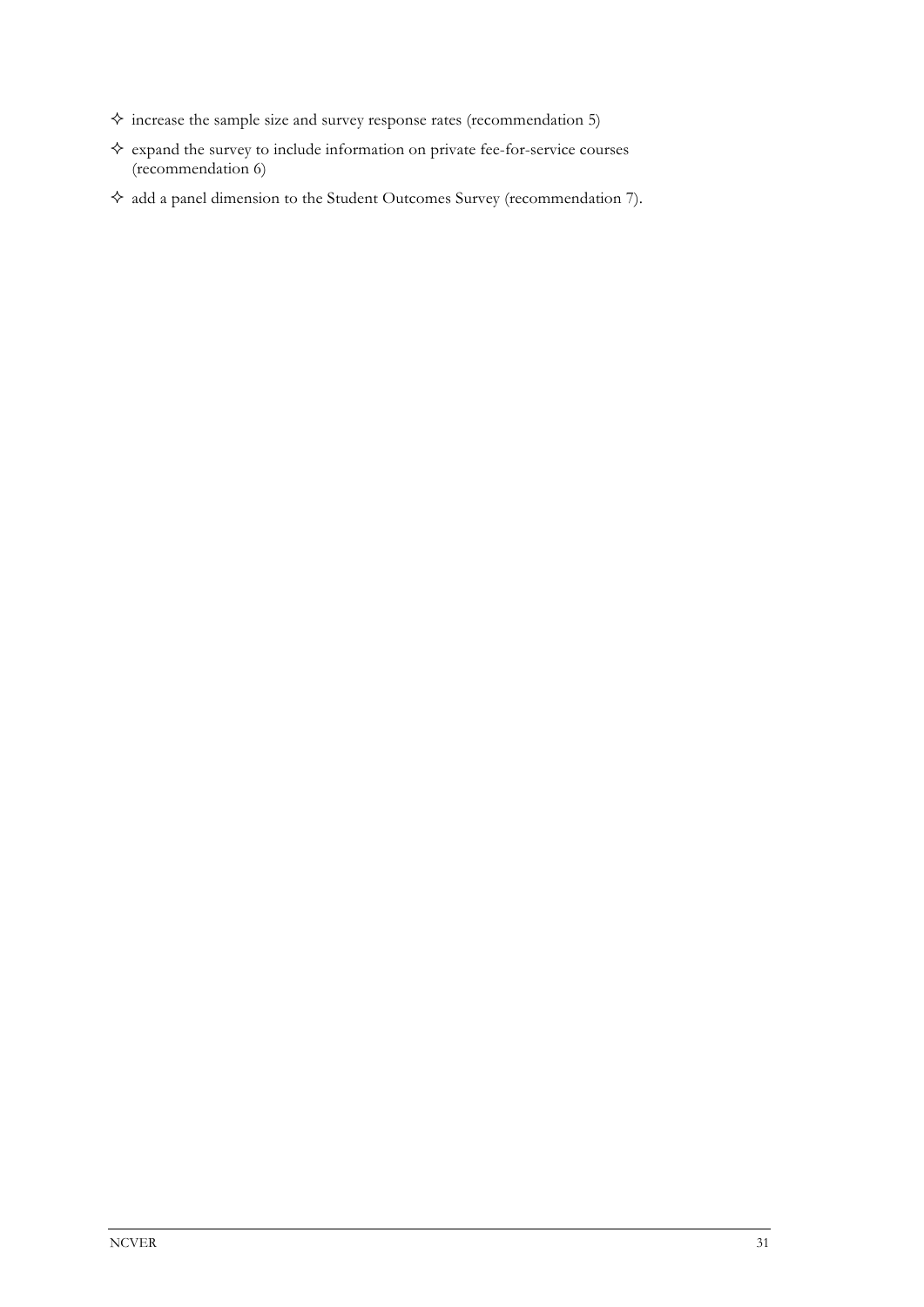- increase the sample size and survey response rates (recommendation 5)
- expand the survey to include information on private fee-for-service courses (recommendation 6)
- add a panel dimension to the Student Outcomes Survey (recommendation 7).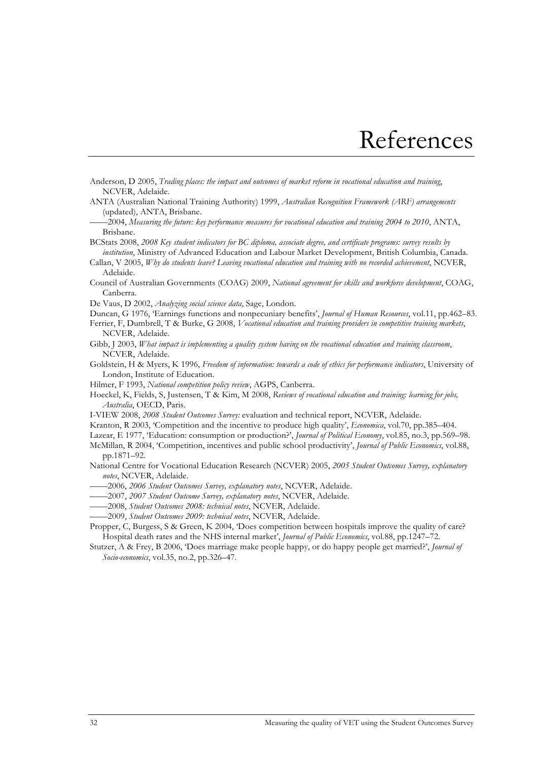# References

Anderson, D 2005, *Trading places: the impact and outcomes of market reform in vocational education and training*, NCVER, Adelaide.

ANTA (Australian National Training Authority) 1999, *Australian Recognition Framework (ARF) arrangements* (updated), ANTA, Brisbane.

——2004, *Measuring the future: key performance measures for vocational education and training 2004 to 2010*, ANTA, Brisbane.

BCStats 2008, *2008 Key student indicators for BC diploma, associate degree, and certificate programs: survey results by institution*, Ministry of Advanced Education and Labour Market Development, British Columbia, Canada.

Callan, V 2005, *Why do students leave? Leaving vocational education and training with no recorded achievement*, NCVER, Adelaide.

Council of Australian Governments (COAG) 2009, *National agreement for skills and workforce development*, COAG, Canberra.

De Vaus, D 2002, *Analyzing social science data*, Sage, London.

Duncan, G 1976, 'Earnings functions and nonpecuniary benefits', *Journal of Human Resources*, vol.11, pp.462–83.

Ferrier, F, Dumbrell, T & Burke, G 2008, *Vocational education and training providers in competitive training markets*, NCVER, Adelaide.

Gibb, J 2003, *What impact is implementing a quality system having on the vocational education and training classroom*, NCVER, Adelaide.

Goldstein, H & Myers, K 1996, *Freedom of information: towards a code of ethics for performance indicators*, University of London, Institute of Education.

Hilmer, F 1993, *National competition policy review*, AGPS, Canberra.

Hoeckel, K, Fields, S, Justensen, T & Kim, M 2008, *Reviews of vocational education and training: learning for jobs, Australia*, OECD, Paris.

I-VIEW 2008, *2008 Student Outcomes Survey:* evaluation and technical report, NCVER, Adelaide.

Kranton, R 2003, 'Competition and the incentive to produce high quality', *Economica*, vol.70, pp.385–404.

Lazear, E 1977, 'Education: consumption or production?', *Journal of Political Economy*, vol.85, no.3, pp.569–98.

McMillan, R 2004, 'Competition, incentives and public school productivity', *Journal of Public Economics*, vol.88, pp.1871–92.

National Centre for Vocational Education Research (NCVER) 2005, *2005 Student Outcomes Survey, explanatory notes*, NCVER, Adelaide.

——2006, *2006 Student Outcomes Survey, explanatory notes*, NCVER, Adelaide.

——2007, *2007 Student Outcome Survey, explanatory notes*, NCVER, Adelaide.

——2008, *Student Outcomes 2008: technical notes*, NCVER, Adelaide.

——2009, *Student Outcomes 2009: technical notes*, NCVER, Adelaide.

Propper, C, Burgess, S & Green, K 2004, 'Does competition between hospitals improve the quality of care? Hospital death rates and the NHS internal market', *Journal of Public Economics*, vol.88, pp.1247–72.

Stutzer, A & Frey, B 2006, 'Does marriage make people happy, or do happy people get married?', *Journal of Socio-economics*, vol.35, no.2, pp.326–47.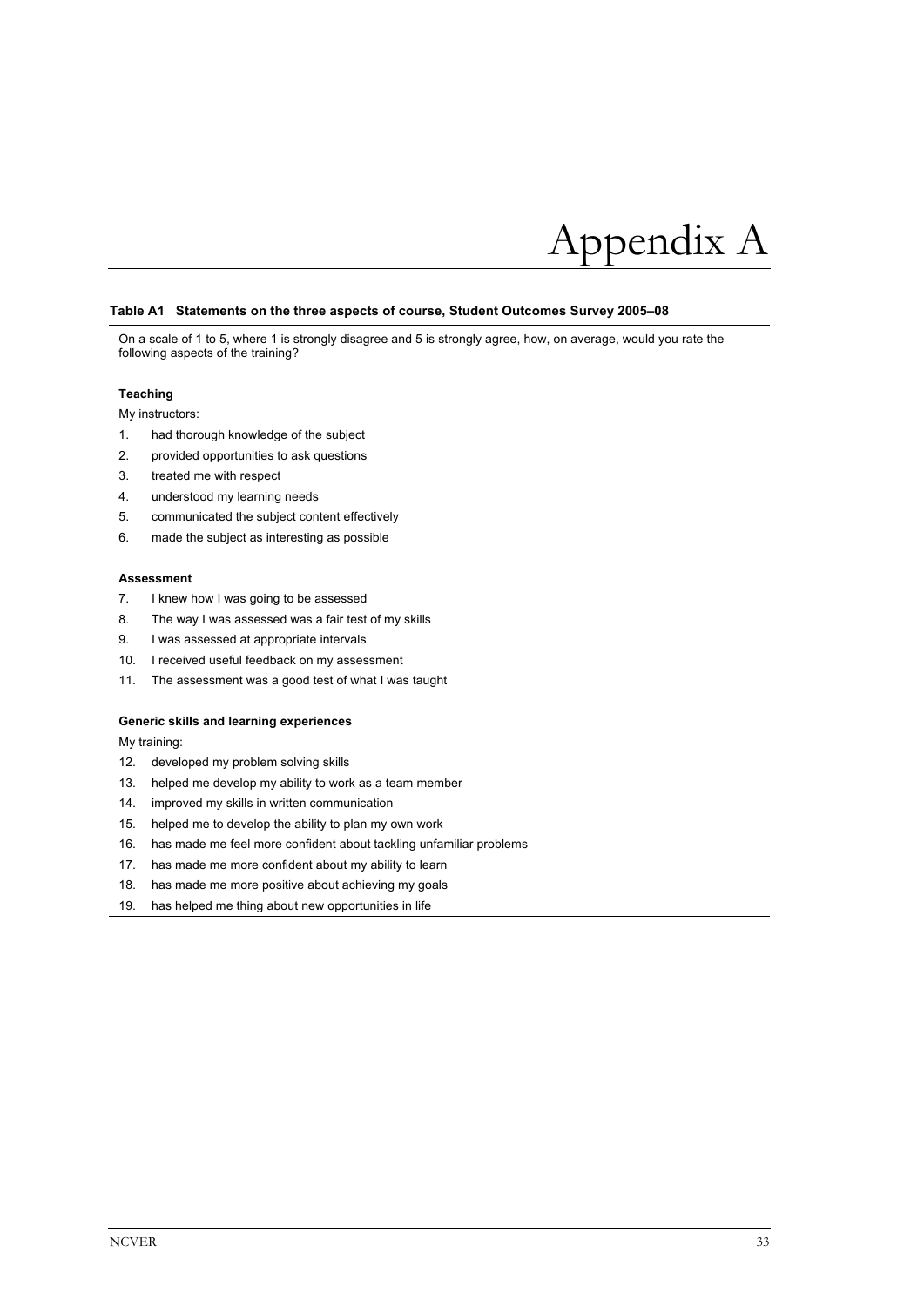# Appendix A

**Table A1 Statements on the three aspects of course, Student Outcomes Survey 2005–08**

On a scale of 1 to 5, where 1 is strongly disagree and 5 is strongly agree, how, on average, would you rate the following aspects of the training?

**Teaching**

My instructors:

1. had thorough knowledge of the subject
2. provided opportunities to ask questions
3. treated me with respect
4. understood my learning needs
5. communicated the subject content effectively
6. made the subject as interesting as possible

**Assessment**

7. I knew how I was going to be assessed
8. The way I was assessed was a fair test of my skills
9. I was assessed at appropriate intervals
10. I received useful feedback on my assessment
11. The assessment was a good test of what I was taught

**Generic skills and learning experiences**

My training:

12. developed my problem solving skills
13. helped me develop my ability to work as a team member
14. improved my skills in written communication
15. helped me to develop the ability to plan my own work
16. has made me feel more confident about tackling unfamiliar problems
17. has made me more confident about my ability to learn
18. has made me more positive about achieving my goals
19. has helped me thing about new opportunities in life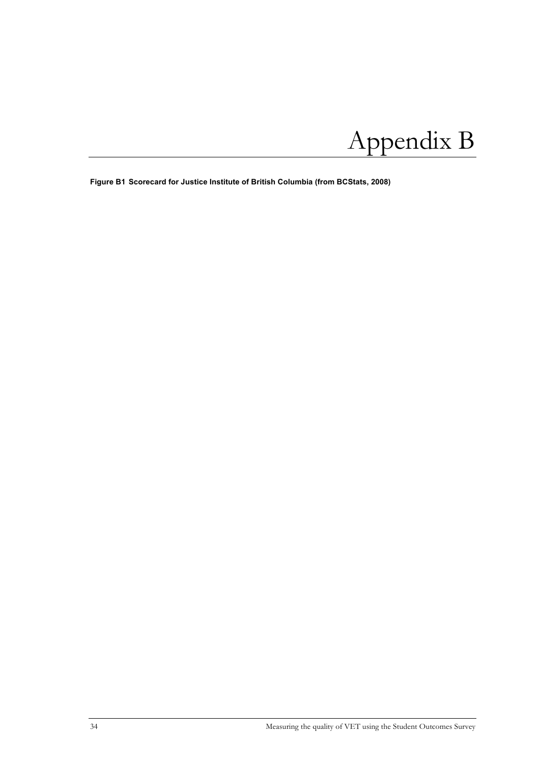# Appendix B

**Figure B1 Scorecard for Justice Institute of British Columbia (from BCStats, 2008)**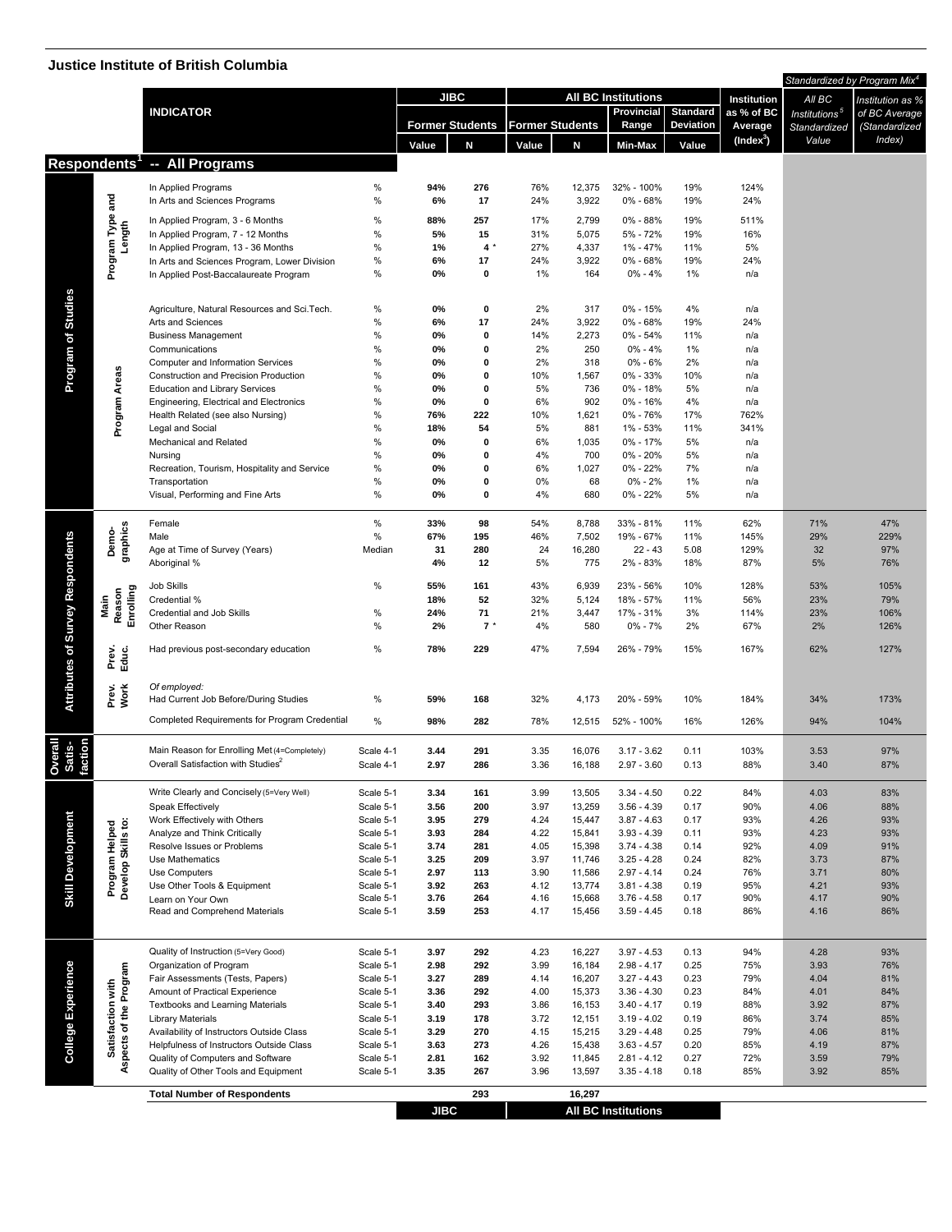## Justice Institute of British Columbia

| | | INDICATOR | | JIBC Former Students Value | JIBC Former Students N | All BC Institutions Former Students Value | All BC Institutions Former Students N | Provincial Range Min-Max | Standard Deviation Value | Institution as % of BC Average (Index[3]) | Standardized by Program Mix[4]: All BC Institutions[5] Standardized Value | Standardized by Program Mix[4]: Institution as % of BC Average (Standardized Index) |
|---|---|---|---|---|---|---|---|---|---|---|---|---|
| **Respondents[1] -- All Programs** | | | | | | | | | | | | |
| Program of Studies | Program Type and Length | In Applied Programs | % | 94% | 276 | 76% | 12,375 | 32% - 100% | 19% | 124% | | |
| | | In Arts and Sciences Programs | % | 6% | 17 | 24% | 3,922 | 0% - 68% | 19% | 24% | | |
| | | In Applied Program, 3 - 6 Months | % | 88% | 257 | 17% | 2,799 | 0% - 88% | 19% | 511% | | |
| | | In Applied Program, 7 - 12 Months | % | 5% | 15 | 31% | 5,075 | 5% - 72% | 19% | 16% | | |
| | | In Applied Program, 13 - 36 Months | % | 1% | 4 * | 27% | 4,337 | 1% - 47% | 11% | 5% | | |
| | | In Arts and Sciences Program, Lower Division | % | 6% | 17 | 24% | 3,922 | 0% - 68% | 19% | 24% | | |
| | | In Applied Post-Baccalaureate Program | % | 0% | 0 | 1% | 164 | 0% - 4% | 1% | n/a | | |
| | Program Areas | Agriculture, Natural Resources and Sci.Tech. | % | 0% | 0 | 2% | 317 | 0% - 15% | 4% | n/a | | |
| | | Arts and Sciences | % | 6% | 17 | 24% | 3,922 | 0% - 68% | 19% | 24% | | |
| | | Business Management | % | 0% | 0 | 14% | 2,273 | 0% - 54% | 11% | n/a | | |
| | | Communications | % | 0% | 0 | 2% | 250 | 0% - 4% | 1% | n/a | | |
| | | Computer and Information Services | % | 0% | 0 | 2% | 318 | 0% - 6% | 2% | n/a | | |
| | | Construction and Precision Production | % | 0% | 0 | 10% | 1,567 | 0% - 33% | 10% | n/a | | |
| | | Education and Library Services | % | 0% | 0 | 5% | 736 | 0% - 18% | 5% | n/a | | |
| | | Engineering, Electrical and Electronics | % | 0% | 0 | 6% | 902 | 0% - 16% | 4% | n/a | | |
| | | Health Related (see also Nursing) | % | 76% | 222 | 10% | 1,621 | 0% - 76% | 17% | 762% | | |
| | | Legal and Social | % | 18% | 54 | 5% | 881 | 1% - 53% | 11% | 341% | | |
| | | Mechanical and Related | % | 0% | 0 | 6% | 1,035 | 0% - 17% | 5% | n/a | | |
| | | Nursing | % | 0% | 0 | 4% | 700 | 0% - 20% | 5% | n/a | | |
| | | Recreation, Tourism, Hospitality and Service | % | 0% | 0 | 6% | 1,027 | 0% - 22% | 7% | n/a | | |
| | | Transportation | % | 0% | 0 | 0% | 68 | 0% - 2% | 1% | n/a | | |
| | | Visual, Performing and Fine Arts | % | 0% | 0 | 4% | 680 | 0% - 22% | 5% | n/a | | |
| Attributes of Survey Respondents | Demo-graphics | Female | % | 33% | 98 | 54% | 8,788 | 33% - 81% | 11% | 62% | 71% | 47% |
| | | Male | % | 67% | 195 | 46% | 7,502 | 19% - 67% | 11% | 145% | 29% | 229% |
| | | Age at Time of Survey (Years) | Median | 31 | 280 | 24 | 16,280 | 22 - 43 | 5.08 | 129% | 32 | 97% |
| | | Aboriginal % | | 4% | 12 | 5% | 775 | 2% - 83% | 18% | 87% | 5% | 76% |
| | Main Reason Enrolling | Job Skills | % | 55% | 161 | 43% | 6,939 | 23% - 56% | 10% | 128% | 53% | 105% |
| | | Credential % | | 18% | 52 | 32% | 5,124 | 18% - 57% | 11% | 56% | 23% | 79% |
| | | Credential and Job Skills | % | 24% | 71 | 21% | 3,447 | 17% - 31% | 3% | 114% | 23% | 106% |
| | | Other Reason | % | 2% | 7 * | 4% | 580 | 0% - 7% | 2% | 67% | 2% | 126% |
| | Prev. Educ. | Had previous post-secondary education | % | 78% | 229 | 47% | 7,594 | 26% - 79% | 15% | 167% | 62% | 127% |
| | Prev. Work | *Of employed:* Had Current Job Before/During Studies | % | 59% | 168 | 32% | 4,173 | 20% - 59% | 10% | 184% | 34% | 173% |
| | | Completed Requirements for Program Credential | % | 98% | 282 | 78% | 12,515 | 52% - 100% | 16% | 126% | 94% | 104% |
| Overall Satis-faction | | Main Reason for Enrolling Met (4=Completely) | Scale 4-1 | 3.44 | 291 | 3.35 | 16,076 | 3.17 - 3.62 | 0.11 | 103% | 3.53 | 97% |
| | | Overall Satisfaction with Studies[2] | Scale 4-1 | 2.97 | 286 | 3.36 | 16,188 | 2.97 - 3.60 | 0.13 | 88% | 3.40 | 87% |
| Skill Development | Program Helped Develop Skills to: | Write Clearly and Concisely (5=Very Well) | Scale 5-1 | 3.34 | 161 | 3.99 | 13,505 | 3.34 - 4.50 | 0.22 | 84% | 4.03 | 83% |
| | | Speak Effectively | Scale 5-1 | 3.56 | 200 | 3.97 | 13,259 | 3.56 - 4.39 | 0.17 | 90% | 4.06 | 88% |
| | | Work Effectively with Others | Scale 5-1 | 3.95 | 279 | 4.24 | 15,447 | 3.87 - 4.63 | 0.17 | 93% | 4.26 | 93% |
| | | Analyze and Think Critically | Scale 5-1 | 3.93 | 284 | 4.22 | 15,841 | 3.93 - 4.39 | 0.11 | 93% | 4.23 | 93% |
| | | Resolve Issues or Problems | Scale 5-1 | 3.74 | 281 | 4.05 | 15,398 | 3.74 - 4.38 | 0.14 | 92% | 4.09 | 91% |
| | | Use Mathematics | Scale 5-1 | 3.25 | 209 | 3.97 | 11,746 | 3.25 - 4.28 | 0.24 | 82% | 3.73 | 87% |
| | | Use Computers | Scale 5-1 | 2.97 | 113 | 3.90 | 11,586 | 2.97 - 4.14 | 0.24 | 76% | 3.71 | 80% |
| | | Use Other Tools & Equipment | Scale 5-1 | 3.92 | 263 | 4.12 | 13,774 | 3.81 - 4.38 | 0.19 | 95% | 4.21 | 93% |
| | | Learn on Your Own | Scale 5-1 | 3.76 | 264 | 4.16 | 15,668 | 3.76 - 4.58 | 0.17 | 90% | 4.17 | 90% |
| | | Read and Comprehend Materials | Scale 5-1 | 3.59 | 253 | 4.17 | 15,456 | 3.59 - 4.45 | 0.18 | 86% | 4.16 | 86% |
| College Experience | Satisfaction with Aspects of the Program | Quality of Instruction (5=Very Good) | Scale 5-1 | 3.97 | 292 | 4.23 | 16,227 | 3.97 - 4.53 | 0.13 | 94% | 4.28 | 93% |
| | | Organization of Program | Scale 5-1 | 2.98 | 292 | 3.99 | 16,184 | 2.98 - 4.17 | 0.25 | 75% | 3.93 | 76% |
| | | Fair Assessments (Tests, Papers) | Scale 5-1 | 3.27 | 289 | 4.14 | 16,207 | 3.27 - 4.43 | 0.23 | 79% | 4.04 | 81% |
| | | Amount of Practical Experience | Scale 5-1 | 3.36 | 292 | 4.00 | 15,373 | 3.36 - 4.30 | 0.23 | 84% | 4.01 | 84% |
| | | Textbooks and Learning Materials | Scale 5-1 | 3.40 | 293 | 3.86 | 16,153 | 3.40 - 4.17 | 0.19 | 88% | 3.92 | 87% |
| | | Library Materials | Scale 5-1 | 3.19 | 178 | 3.72 | 12,151 | 3.19 - 4.02 | 0.19 | 86% | 3.74 | 85% |
| | | Availability of Instructors Outside Class | Scale 5-1 | 3.29 | 270 | 4.15 | 15,215 | 3.29 - 4.48 | 0.25 | 79% | 4.06 | 81% |
| | | Helpfulness of Instructors Outside Class | Scale 5-1 | 3.63 | 273 | 4.26 | 15,438 | 3.63 - 4.57 | 0.20 | 85% | 4.19 | 87% |
| | | Quality of Computers and Software | Scale 5-1 | 2.81 | 162 | 3.92 | 11,845 | 2.81 - 4.12 | 0.27 | 72% | 3.59 | 79% |
| | | Quality of Other Tools and Equipment | Scale 5-1 | 3.35 | 267 | 3.96 | 13,597 | 3.35 - 4.18 | 0.18 | 85% | 3.92 | 85% |
| | | **Total Number of Respondents** | | | 293 | | 16,297 | | | | | |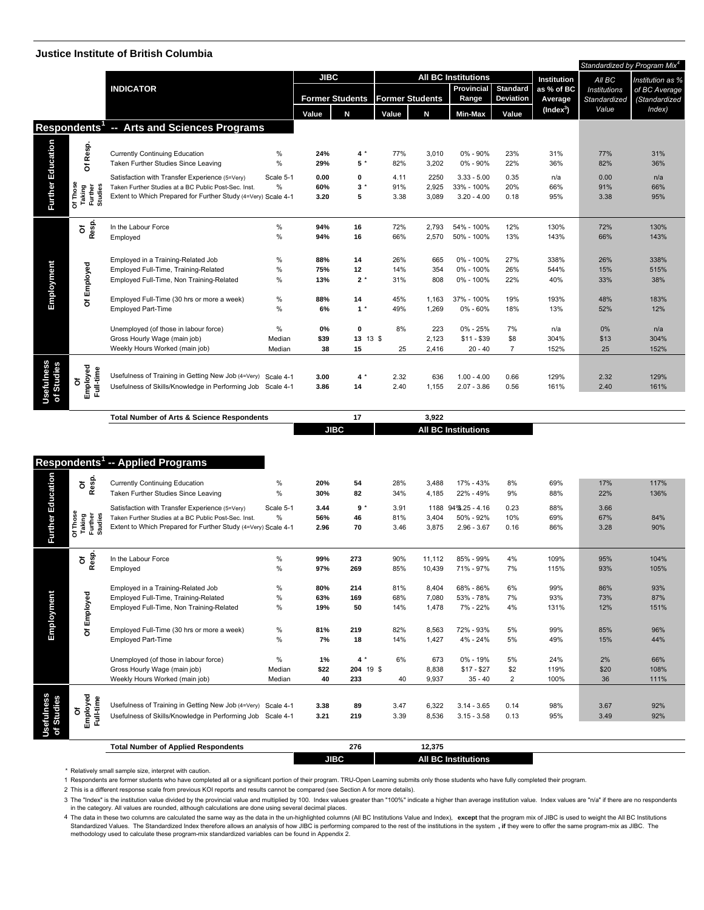## Justice Institute of British Columbia

| | | INDICATOR | | JIBC Former Students | | All BC Institutions Former Students | | Provincial Range | Standard Deviation | Institution as % of BC Average (Index[3]) | Standardized by Program Mix[4] All BC Institutions Standardized Value | Institution as % of BC Average (Standardized Index) |
|---|---|---|---|---|---|---|---|---|---|---|---|---|
| | | | | Value | N | Value | N | Min-Max | Value | | | |
| **Respondents[1] -- Arts and Sciences Programs** | | | | | | | | | | | | |
| Further Education | Of Resp. | Currently Continuing Education | % | **24%** | **4** * | 77% | 3,010 | 0% - 90% | 23% | 31% | 77% | 31% |
| | | Taken Further Studies Since Leaving | % | **29%** | **5** * | 82% | 3,202 | 0% - 90% | 22% | 36% | 82% | 36% |
| | Of Those Taking Further Studies | Satisfaction with Transfer Experience (5=Very) | Scale 5-1 | **0.00** | **0** | 4.11 | 2250 | 3.33 - 5.00 | 0.35 | n/a | 0.00 | n/a |
| | | Taken Further Studies at a BC Public Post-Sec. Inst. | % | **60%** | **3** * | 91% | 2,925 | 33% - 100% | 20% | 66% | 91% | 66% |
| | | Extent to Which Prepared for Further Study (4=Very) | Scale 4-1 | **3.20** | **5** | 3.38 | 3,089 | 3.20 - 4.00 | 0.18 | 95% | 3.38 | 95% |
| Employment | Of Resp. | In the Labour Force | % | **94%** | **16** | 72% | 2,793 | 54% - 100% | 12% | 130% | 72% | 130% |
| | | Employed | % | **94%** | **16** | 66% | 2,570 | 50% - 100% | 13% | 143% | 66% | 143% |
| | Of Employed | Employed in a Training-Related Job | % | **88%** | **14** | 26% | 665 | 0% - 100% | 27% | 338% | 26% | 338% |
| | | Employed Full-Time, Training-Related | % | **75%** | **12** | 14% | 354 | 0% - 100% | 26% | 544% | 15% | 515% |
| | | Employed Full-Time, Non Training-Related | % | **13%** | **2** * | 31% | 808 | 0% - 100% | 22% | 40% | 33% | 38% |
| | | Employed Full-Time (30 hrs or more a week) | % | **88%** | **14** | 45% | 1,163 | 37% - 100% | 19% | 193% | 48% | 183% |
| | | Employed Part-Time | % | **6%** | **1** * | 49% | 1,269 | 0% - 60% | 18% | 13% | 52% | 12% |
| | | Unemployed (of those in labour force) | % | **0%** | **0** | 8% | 223 | 0% - 25% | 7% | n/a | 0% | n/a |
| | | Gross Hourly Wage (main job) | Median | **$39** | **13** 13 | $ | 2,123 | $11 - $39 | $8 | 304% | $13 | 304% |
| | | Weekly Hours Worked (main job) | Median | **38** | **15** | 25 | 2,416 | 20 - 40 | 7 | 152% | 25 | 152% |
| Usefulness of Studies | Of Employed Full-time | Usefulness of Training in Getting New Job (4=Very) | Scale 4-1 | **3.00** | **4** * | 2.32 | 636 | 1.00 - 4.00 | 0.66 | 129% | 2.32 | 129% |
| | | Usefulness of Skills/Knowledge in Performing Job | Scale 4-1 | **3.86** | **14** | 2.40 | 1,155 | 2.07 - 3.86 | 0.56 | 161% | 2.40 | 161% |
| | | **Total Number of Arts & Science Respondents** | | | **17** | | **3,922** | | | | | |

| | | INDICATOR | | JIBC Value | JIBC N | All BC Institutions Value | All BC Institutions N | Provincial Range Min-Max | Standard Deviation | Index[3] | All BC Institutions Standardized Value | Standardized Index |
|---|---|---|---|---|---|---|---|---|---|---|---|---|
| **Respondents[1] -- Applied Programs** | | | | | | | | | | | | |
| Further Education | Of Resp. | Currently Continuing Education | % | **20%** | **54** | 28% | 3,488 | 17% - 43% | 8% | 69% | 17% | 117% |
| | | Taken Further Studies Since Leaving | % | **30%** | **82** | 34% | 4,185 | 22% - 49% | 9% | 88% | 22% | 136% |
| | Of Those Taking Further Studies | Satisfaction with Transfer Experience (5=Very) | Scale 5-1 | **3.44** | **9** * | 3.91 | 1188 | 94%3.25 - 4.16 | 0.23 | 88% | 3.66 | |
| | | Taken Further Studies at a BC Public Post-Sec. Inst. | % | **56%** | **46** | 81% | 3,404 | 50% - 92% | 10% | 69% | 67% | 84% |
| | | Extent to Which Prepared for Further Study (4=Very) | Scale 4-1 | **2.96** | **70** | 3.46 | 3,875 | 2.96 - 3.67 | 0.16 | 86% | 3.28 | 90% |
| Employment | Of Resp. | In the Labour Force | % | **99%** | **273** | 90% | 11,112 | 85% - 99% | 4% | 109% | 95% | 104% |
| | | Employed | % | **97%** | **269** | 85% | 10,439 | 71% - 97% | 7% | 115% | 93% | 105% |
| | Of Employed | Employed in a Training-Related Job | % | **80%** | **214** | 81% | 8,404 | 68% - 86% | 6% | 99% | 86% | 93% |
| | | Employed Full-Time, Training-Related | % | **63%** | **169** | 68% | 7,080 | 53% - 78% | 7% | 93% | 73% | 87% |
| | | Employed Full-Time, Non Training-Related | % | **19%** | **50** | 14% | 1,478 | 7% - 22% | 4% | 131% | 12% | 151% |
| | | Employed Full-Time (30 hrs or more a week) | % | **81%** | **219** | 82% | 8,563 | 72% - 93% | 5% | 99% | 85% | 96% |
| | | Employed Part-Time | % | **7%** | **18** | 14% | 1,427 | 4% - 24% | 5% | 49% | 15% | 44% |
| | | Unemployed (of those in labour force) | % | **1%** | **4** * | 6% | 673 | 0% - 19% | 5% | 24% | 2% | 66% |
| | | Gross Hourly Wage (main job) | Median | **$22** | **204** 19 | $ | 8,838 | $17 - $27 | $2 | 119% | $20 | 108% |
| | | Weekly Hours Worked (main job) | Median | **40** | **233** | 40 | 9,937 | 35 - 40 | 2 | 100% | 36 | 111% |
| Usefulness of Studies | Of Employed Full-time | Usefulness of Training in Getting New Job (4=Very) | Scale 4-1 | **3.38** | **89** | 3.47 | 6,322 | 3.14 - 3.65 | 0.14 | 98% | 3.67 | 92% |
| | | Usefulness of Skills/Knowledge in Performing Job | Scale 4-1 | **3.21** | **219** | 3.39 | 8,536 | 3.15 - 3.58 | 0.13 | 95% | 3.49 | 92% |
| | | **Total Number of Applied Respondents** | | | **276** | | **12,375** | | | | | |

\* Relatively small sample size, interpret with caution.

1 Respondents are former students who have completed all or a significant portion of their program. TRU-Open Learning submits only those students who have fully completed their program.

2 This is a different response scale from previous KOI reports and results cannot be compared (see Section A for more details).

3 The "Index" is the institution value divided by the provincial value and multiplied by 100. Index values greater than "100%" indicate a higher than average institution value. Index values are "n/a" if there are no respondents in the category. All values are rounded, although calculations are done using several decimal places.

4 The data in these two columns are calculated the same way as the data in the un-highlighted columns (All BC Institutions Value and Index), **except** that the program mix of JIBC is used to weight the All BC Institutions Standardized Values. The Standardized Index therefore allows an analysis of how JIBC is performing compared to the rest of the institutions in the system **, if** they were to offer the same program-mix as JIBC. The methodology used to calculate these program-mix standardized variables can be found in Appendix 2.